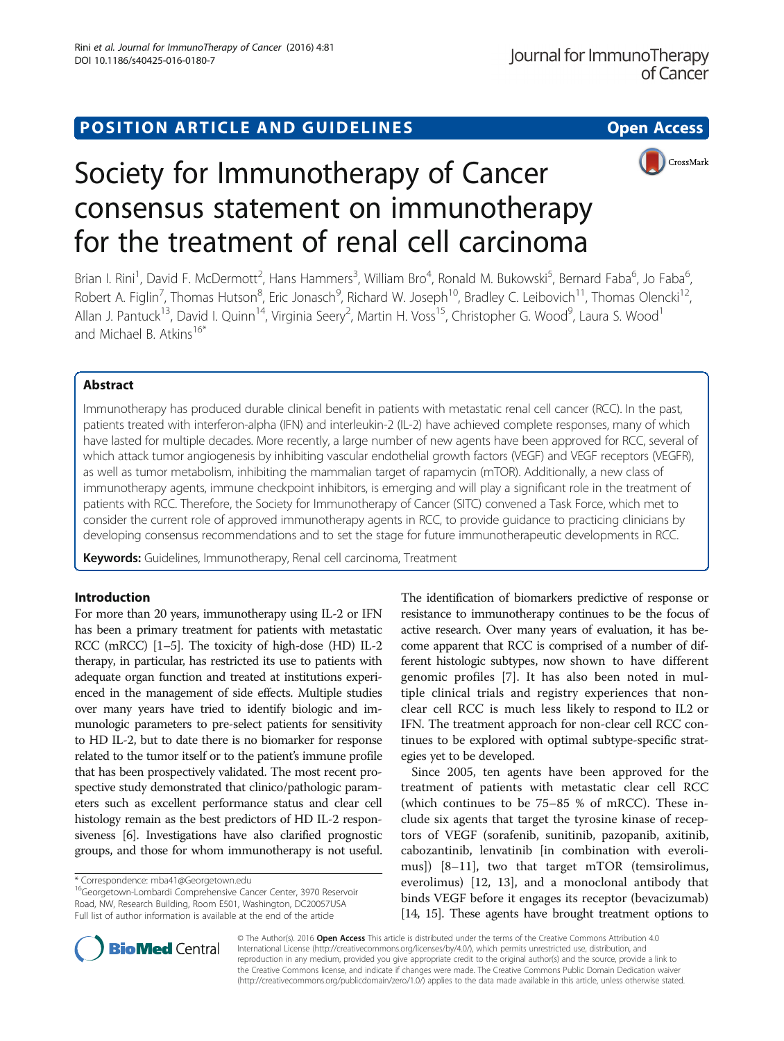POSITION ARTICLE AND GUIDELINES

Open Access

# Society for Immunotherapy of Cancer consensus statement on immunotherapy for the treatment of renal cell carcinoma

Brian I. Rini[1], David F. McDermott[2], Hans Hammers[3], William Bro[4], Ronald M. Bukowski[5], Bernard Faba[6], Jo Faba[6], Robert A. Figlin[7], Thomas Hutson[8], Eric Jonasch[9], Richard W. Joseph[10], Bradley C. Leibovich[11], Thomas Olencki[12], Allan J. Pantuck[13], David I. Quinn[14], Virginia Seery[2], Martin H. Voss[15], Christopher G. Wood[9], Laura S. Wood[1] and Michael B. Atkins[16*]

## Abstract

Immunotherapy has produced durable clinical benefit in patients with metastatic renal cell cancer (RCC). In the past, patients treated with interferon-alpha (IFN) and interleukin-2 (IL-2) have achieved complete responses, many of which have lasted for multiple decades. More recently, a large number of new agents have been approved for RCC, several of which attack tumor angiogenesis by inhibiting vascular endothelial growth factors (VEGF) and VEGF receptors (VEGFR), as well as tumor metabolism, inhibiting the mammalian target of rapamycin (mTOR). Additionally, a new class of immunotherapy agents, immune checkpoint inhibitors, is emerging and will play a significant role in the treatment of patients with RCC. Therefore, the Society for Immunotherapy of Cancer (SITC) convened a Task Force, which met to consider the current role of approved immunotherapy agents in RCC, to provide guidance to practicing clinicians by developing consensus recommendations and to set the stage for future immunotherapeutic developments in RCC.

**Keywords:** Guidelines, Immunotherapy, Renal cell carcinoma, Treatment

## Introduction

For more than 20 years, immunotherapy using IL-2 or IFN has been a primary treatment for patients with metastatic RCC (mRCC) [1–5]. The toxicity of high-dose (HD) IL-2 therapy, in particular, has restricted its use to patients with adequate organ function and treated at institutions experienced in the management of side effects. Multiple studies over many years have tried to identify biologic and immunologic parameters to pre-select patients for sensitivity to HD IL-2, but to date there is no biomarker for response related to the tumor itself or to the patient's immune profile that has been prospectively validated. The most recent prospective study demonstrated that clinico/pathologic parameters such as excellent performance status and clear cell histology remain as the best predictors of HD IL-2 responsiveness [6]. Investigations have also clarified prognostic groups, and those for whom immunotherapy is not useful. The identification of biomarkers predictive of response or resistance to immunotherapy continues to be the focus of active research. Over many years of evaluation, it has become apparent that RCC is comprised of a number of different histologic subtypes, now shown to have different genomic profiles [7]. It has also been noted in multiple clinical trials and registry experiences that non-clear cell RCC is much less likely to respond to IL2 or IFN. The treatment approach for non-clear cell RCC continues to be explored with optimal subtype-specific strategies yet to be developed.

Since 2005, ten agents have been approved for the treatment of patients with metastatic clear cell RCC (which continues to be 75–85 % of mRCC). These include six agents that target the tyrosine kinase of receptors of VEGF (sorafenib, sunitinib, pazopanib, axitinib, cabozantinib, lenvatinib [in combination with everolimus]) [8–11], two that target mTOR (temsirolimus, everolimus) [12, 13], and a monoclonal antibody that binds VEGF before it engages its receptor (bevacizumab) [14, 15]. These agents have brought treatment options to

* Correspondence: mba41@Georgetown.edu
[16]Georgetown-Lombardi Comprehensive Cancer Center, 3970 Reservoir Road, NW, Research Building, Room E501, Washington, DC20057USA
Full list of author information is available at the end of the article

© The Author(s). 2016 **Open Access** This article is distributed under the terms of the Creative Commons Attribution 4.0 International License (http://creativecommons.org/licenses/by/4.0/), which permits unrestricted use, distribution, and reproduction in any medium, provided you give appropriate credit to the original author(s) and the source, provide a link to the Creative Commons license, and indicate if changes were made. The Creative Commons Public Domain Dedication waiver (http://creativecommons.org/publicdomain/zero/1.0/) applies to the data made available in this article, unless otherwise stated.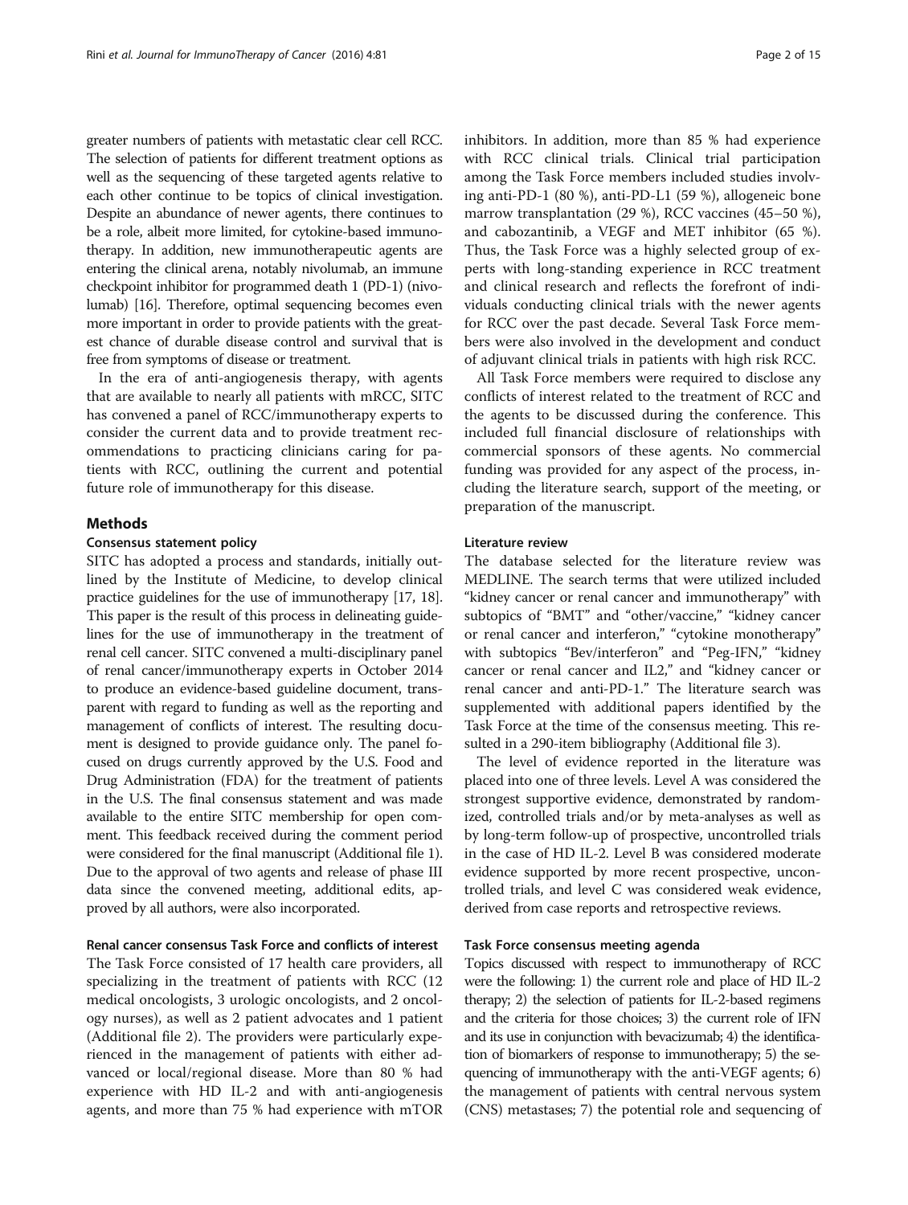greater numbers of patients with metastatic clear cell RCC. The selection of patients for different treatment options as well as the sequencing of these targeted agents relative to each other continue to be topics of clinical investigation. Despite an abundance of newer agents, there continues to be a role, albeit more limited, for cytokine-based immunotherapy. In addition, new immunotherapeutic agents are entering the clinical arena, notably nivolumab, an immune checkpoint inhibitor for programmed death 1 (PD-1) (nivolumab) [16]. Therefore, optimal sequencing becomes even more important in order to provide patients with the greatest chance of durable disease control and survival that is free from symptoms of disease or treatment.

In the era of anti-angiogenesis therapy, with agents that are available to nearly all patients with mRCC, SITC has convened a panel of RCC/immunotherapy experts to consider the current data and to provide treatment recommendations to practicing clinicians caring for patients with RCC, outlining the current and potential future role of immunotherapy for this disease.

## Methods

### Consensus statement policy

SITC has adopted a process and standards, initially outlined by the Institute of Medicine, to develop clinical practice guidelines for the use of immunotherapy [17, 18]. This paper is the result of this process in delineating guidelines for the use of immunotherapy in the treatment of renal cell cancer. SITC convened a multi-disciplinary panel of renal cancer/immunotherapy experts in October 2014 to produce an evidence-based guideline document, transparent with regard to funding as well as the reporting and management of conflicts of interest. The resulting document is designed to provide guidance only. The panel focused on drugs currently approved by the U.S. Food and Drug Administration (FDA) for the treatment of patients in the U.S. The final consensus statement and was made available to the entire SITC membership for open comment. This feedback received during the comment period were considered for the final manuscript (Additional file 1). Due to the approval of two agents and release of phase III data since the convened meeting, additional edits, approved by all authors, were also incorporated.

### Renal cancer consensus Task Force and conflicts of interest

The Task Force consisted of 17 health care providers, all specializing in the treatment of patients with RCC (12 medical oncologists, 3 urologic oncologists, and 2 oncology nurses), as well as 2 patient advocates and 1 patient (Additional file 2). The providers were particularly experienced in the management of patients with either advanced or local/regional disease. More than 80 % had experience with HD IL-2 and with anti-angiogenesis agents, and more than 75 % had experience with mTOR inhibitors. In addition, more than 85 % had experience with RCC clinical trials. Clinical trial participation among the Task Force members included studies involving anti-PD-1 (80 %), anti-PD-L1 (59 %), allogeneic bone marrow transplantation (29 %), RCC vaccines (45–50 %), and cabozantinib, a VEGF and MET inhibitor (65 %). Thus, the Task Force was a highly selected group of experts with long-standing experience in RCC treatment and clinical research and reflects the forefront of individuals conducting clinical trials with the newer agents for RCC over the past decade. Several Task Force members were also involved in the development and conduct of adjuvant clinical trials in patients with high risk RCC.

All Task Force members were required to disclose any conflicts of interest related to the treatment of RCC and the agents to be discussed during the conference. This included full financial disclosure of relationships with commercial sponsors of these agents. No commercial funding was provided for any aspect of the process, including the literature search, support of the meeting, or preparation of the manuscript.

### Literature review

The database selected for the literature review was MEDLINE. The search terms that were utilized included "kidney cancer or renal cancer and immunotherapy" with subtopics of "BMT" and "other/vaccine," "kidney cancer or renal cancer and interferon," "cytokine monotherapy" with subtopics "Bev/interferon" and "Peg-IFN," "kidney cancer or renal cancer and IL2," and "kidney cancer or renal cancer and anti-PD-1." The literature search was supplemented with additional papers identified by the Task Force at the time of the consensus meeting. This resulted in a 290-item bibliography (Additional file 3).

The level of evidence reported in the literature was placed into one of three levels. Level A was considered the strongest supportive evidence, demonstrated by randomized, controlled trials and/or by meta-analyses as well as by long-term follow-up of prospective, uncontrolled trials in the case of HD IL-2. Level B was considered moderate evidence supported by more recent prospective, uncontrolled trials, and level C was considered weak evidence, derived from case reports and retrospective reviews.

### Task Force consensus meeting agenda

Topics discussed with respect to immunotherapy of RCC were the following: 1) the current role and place of HD IL-2 therapy; 2) the selection of patients for IL-2-based regimens and the criteria for those choices; 3) the current role of IFN and its use in conjunction with bevacizumab; 4) the identification of biomarkers of response to immunotherapy; 5) the sequencing of immunotherapy with the anti-VEGF agents; 6) the management of patients with central nervous system (CNS) metastases; 7) the potential role and sequencing of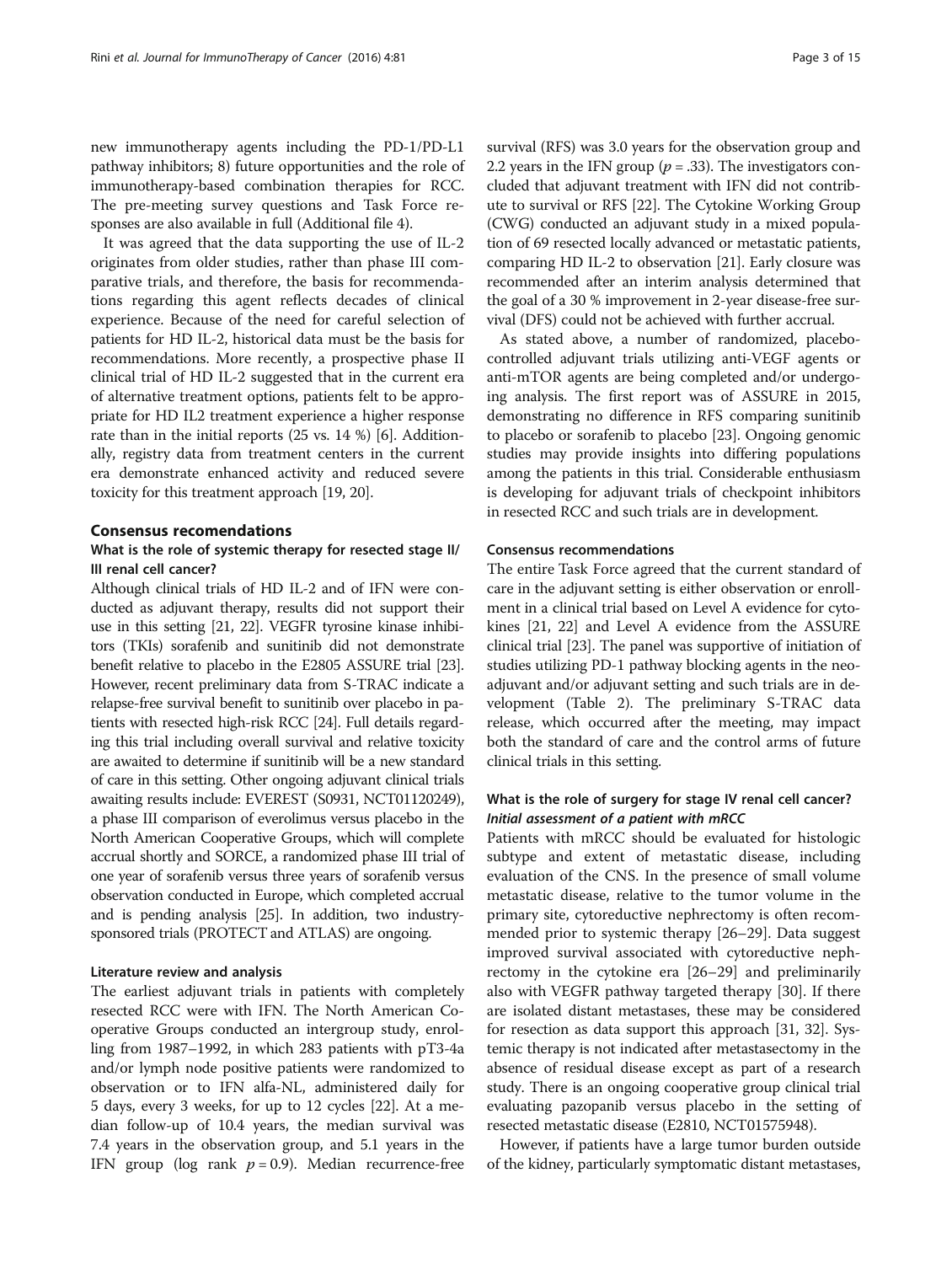new immunotherapy agents including the PD-1/PD-L1 pathway inhibitors; 8) future opportunities and the role of immunotherapy-based combination therapies for RCC. The pre-meeting survey questions and Task Force responses are also available in full (Additional file 4).

It was agreed that the data supporting the use of IL-2 originates from older studies, rather than phase III comparative trials, and therefore, the basis for recommendations regarding this agent reflects decades of clinical experience. Because of the need for careful selection of patients for HD IL-2, historical data must be the basis for recommendations. More recently, a prospective phase II clinical trial of HD IL-2 suggested that in the current era of alternative treatment options, patients felt to be appropriate for HD IL2 treatment experience a higher response rate than in the initial reports (25 vs. 14 %) [6]. Additionally, registry data from treatment centers in the current era demonstrate enhanced activity and reduced severe toxicity for this treatment approach [19, 20].

## Consensus recomendations

### What is the role of systemic therapy for resected stage II/III renal cell cancer?

Although clinical trials of HD IL-2 and of IFN were conducted as adjuvant therapy, results did not support their use in this setting [21, 22]. VEGFR tyrosine kinase inhibitors (TKIs) sorafenib and sunitinib did not demonstrate benefit relative to placebo in the E2805 ASSURE trial [23]. However, recent preliminary data from S-TRAC indicate a relapse-free survival benefit to sunitinib over placebo in patients with resected high-risk RCC [24]. Full details regarding this trial including overall survival and relative toxicity are awaited to determine if sunitinib will be a new standard of care in this setting. Other ongoing adjuvant clinical trials awaiting results include: EVEREST (S0931, NCT01120249), a phase III comparison of everolimus versus placebo in the North American Cooperative Groups, which will complete accrual shortly and SORCE, a randomized phase III trial of one year of sorafenib versus three years of sorafenib versus observation conducted in Europe, which completed accrual and is pending analysis [25]. In addition, two industry-sponsored trials (PROTECT and ATLAS) are ongoing.

#### Literature review and analysis

The earliest adjuvant trials in patients with completely resected RCC were with IFN. The North American Cooperative Groups conducted an intergroup study, enrolling from 1987–1992, in which 283 patients with pT3-4a and/or lymph node positive patients were randomized to observation or to IFN alfa-NL, administered daily for 5 days, every 3 weeks, for up to 12 cycles [22]. At a median follow-up of 10.4 years, the median survival was 7.4 years in the observation group, and 5.1 years in the IFN group (log rank $p = 0.9$). Median recurrence-free survival (RFS) was 3.0 years for the observation group and 2.2 years in the IFN group ($p = .33$). The investigators concluded that adjuvant treatment with IFN did not contribute to survival or RFS [22]. The Cytokine Working Group (CWG) conducted an adjuvant study in a mixed population of 69 resected locally advanced or metastatic patients, comparing HD IL-2 to observation [21]. Early closure was recommended after an interim analysis determined that the goal of a 30 % improvement in 2-year disease-free survival (DFS) could not be achieved with further accrual.

As stated above, a number of randomized, placebo-controlled adjuvant trials utilizing anti-VEGF agents or anti-mTOR agents are being completed and/or undergoing analysis. The first report was of ASSURE in 2015, demonstrating no difference in RFS comparing sunitinib to placebo or sorafenib to placebo [23]. Ongoing genomic studies may provide insights into differing populations among the patients in this trial. Considerable enthusiasm is developing for adjuvant trials of checkpoint inhibitors in resected RCC and such trials are in development.

#### Consensus recommendations

The entire Task Force agreed that the current standard of care in the adjuvant setting is either observation or enrollment in a clinical trial based on Level A evidence for cytokines [21, 22] and Level A evidence from the ASSURE clinical trial [23]. The panel was supportive of initiation of studies utilizing PD-1 pathway blocking agents in the neoadjuvant and/or adjuvant setting and such trials are in development (Table 2). The preliminary S-TRAC data release, which occurred after the meeting, may impact both the standard of care and the control arms of future clinical trials in this setting.

### What is the role of surgery for stage IV renal cell cancer?

#### *Initial assessment of a patient with mRCC*

Patients with mRCC should be evaluated for histologic subtype and extent of metastatic disease, including evaluation of the CNS. In the presence of small volume metastatic disease, relative to the tumor volume in the primary site, cytoreductive nephrectomy is often recommended prior to systemic therapy [26–29]. Data suggest improved survival associated with cytoreductive nephrectomy in the cytokine era [26–29] and preliminarily also with VEGFR pathway targeted therapy [30]. If there are isolated distant metastases, these may be considered for resection as data support this approach [31, 32]. Systemic therapy is not indicated after metastasectomy in the absence of residual disease except as part of a research study. There is an ongoing cooperative group clinical trial evaluating pazopanib versus placebo in the setting of resected metastatic disease (E2810, NCT01575948).

However, if patients have a large tumor burden outside of the kidney, particularly symptomatic distant metastases,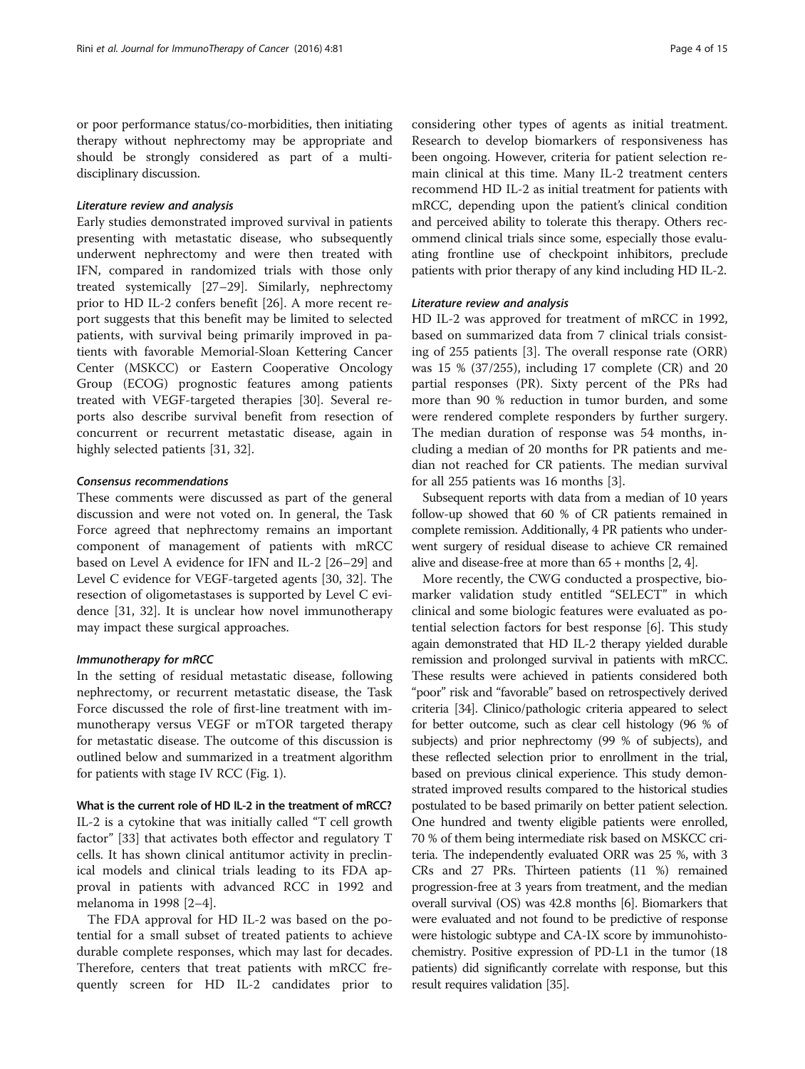or poor performance status/co-morbidities, then initiating therapy without nephrectomy may be appropriate and should be strongly considered as part of a multidisciplinary discussion.

#### *Literature review and analysis*

Early studies demonstrated improved survival in patients presenting with metastatic disease, who subsequently underwent nephrectomy and were then treated with IFN, compared in randomized trials with those only treated systemically [27–29]. Similarly, nephrectomy prior to HD IL-2 confers benefit [26]. A more recent report suggests that this benefit may be limited to selected patients, with survival being primarily improved in patients with favorable Memorial-Sloan Kettering Cancer Center (MSKCC) or Eastern Cooperative Oncology Group (ECOG) prognostic features among patients treated with VEGF-targeted therapies [30]. Several reports also describe survival benefit from resection of concurrent or recurrent metastatic disease, again in highly selected patients [31, 32].

#### *Consensus recommendations*

These comments were discussed as part of the general discussion and were not voted on. In general, the Task Force agreed that nephrectomy remains an important component of management of patients with mRCC based on Level A evidence for IFN and IL-2 [26–29] and Level C evidence for VEGF-targeted agents [30, 32]. The resection of oligometastases is supported by Level C evidence [31, 32]. It is unclear how novel immunotherapy may impact these surgical approaches.

#### *Immunotherapy for mRCC*

In the setting of residual metastatic disease, following nephrectomy, or recurrent metastatic disease, the Task Force discussed the role of first-line treatment with immunotherapy versus VEGF or mTOR targeted therapy for metastatic disease. The outcome of this discussion is outlined below and summarized in a treatment algorithm for patients with stage IV RCC (Fig. 1).

### What is the current role of HD IL-2 in the treatment of mRCC?

IL-2 is a cytokine that was initially called "T cell growth factor" [33] that activates both effector and regulatory T cells. It has shown clinical antitumor activity in preclinical models and clinical trials leading to its FDA approval in patients with advanced RCC in 1992 and melanoma in 1998 [2–4].

The FDA approval for HD IL-2 was based on the potential for a small subset of treated patients to achieve durable complete responses, which may last for decades. Therefore, centers that treat patients with mRCC frequently screen for HD IL-2 candidates prior to considering other types of agents as initial treatment. Research to develop biomarkers of responsiveness has been ongoing. However, criteria for patient selection remain clinical at this time. Many IL-2 treatment centers recommend HD IL-2 as initial treatment for patients with mRCC, depending upon the patient's clinical condition and perceived ability to tolerate this therapy. Others recommend clinical trials since some, especially those evaluating frontline use of checkpoint inhibitors, preclude patients with prior therapy of any kind including HD IL-2.

#### *Literature review and analysis*

HD IL-2 was approved for treatment of mRCC in 1992, based on summarized data from 7 clinical trials consisting of 255 patients [3]. The overall response rate (ORR) was 15 % (37/255), including 17 complete (CR) and 20 partial responses (PR). Sixty percent of the PRs had more than 90 % reduction in tumor burden, and some were rendered complete responders by further surgery. The median duration of response was 54 months, including a median of 20 months for PR patients and median not reached for CR patients. The median survival for all 255 patients was 16 months [3].

Subsequent reports with data from a median of 10 years follow-up showed that 60 % of CR patients remained in complete remission. Additionally, 4 PR patients who underwent surgery of residual disease to achieve CR remained alive and disease-free at more than 65 + months [2, 4].

More recently, the CWG conducted a prospective, biomarker validation study entitled "SELECT" in which clinical and some biologic features were evaluated as potential selection factors for best response [6]. This study again demonstrated that HD IL-2 therapy yielded durable remission and prolonged survival in patients with mRCC. These results were achieved in patients considered both "poor" risk and "favorable" based on retrospectively derived criteria [34]. Clinico/pathologic criteria appeared to select for better outcome, such as clear cell histology (96 % of subjects) and prior nephrectomy (99 % of subjects), and these reflected selection prior to enrollment in the trial, based on previous clinical experience. This study demonstrated improved results compared to the historical studies postulated to be based primarily on better patient selection. One hundred and twenty eligible patients were enrolled, 70 % of them being intermediate risk based on MSKCC criteria. The independently evaluated ORR was 25 %, with 3 CRs and 27 PRs. Thirteen patients (11 %) remained progression-free at 3 years from treatment, and the median overall survival (OS) was 42.8 months [6]. Biomarkers that were evaluated and not found to be predictive of response were histologic subtype and CA-IX score by immunohistochemistry. Positive expression of PD-L1 in the tumor (18 patients) did significantly correlate with response, but this result requires validation [35].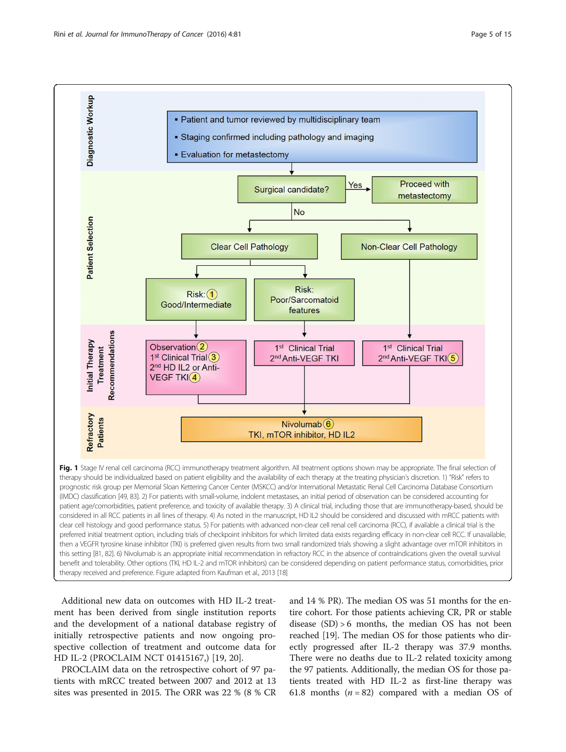Diagnostic Workup

- Patient and tumor reviewed by multidisciplinary team
- Staging confirmed including pathology and imaging
- Evaluation for metastectomy

Patient Selection

Surgical candidate? — Yes → Proceed with metastectomy

No → Clear Cell Pathology / Non-Clear Cell Pathology

Clear Cell Pathology → Risk: (1) Good/Intermediate; Risk: Poor/Sarcomatoid features

Initial Therapy Treatment Recommendations

- Risk Good/Intermediate: Observation (2); 1st Clinical Trial (3); 2nd HD IL2 or Anti-VEGF TKI (4)
- Risk Poor/Sarcomatoid features: 1st Clinical Trial; 2nd Anti-VEGF TKI
- Non-Clear Cell Pathology: 1st Clinical Trial; 2nd Anti-VEGF TKI (5)

Refractory Patients

Nivolumab (6)
TKI, mTOR inhibitor, HD IL2

**Fig. 1** Stage IV renal cell carcinoma (RCC) immunotherapy treatment algorithm. All treatment options shown may be appropriate. The final selection of therapy should be individualized based on patient eligibility and the availability of each therapy at the treating physician's discretion. 1) "Risk" refers to prognostic risk group per Memorial Sloan Kettering Cancer Center (MSKCC) and/or International Metastatic Renal Cell Carcinoma Database Consortium (IMDC) classification [49, 83]. 2) For patients with small-volume, indolent metastases, an initial period of observation can be considered accounting for patient age/comorbidities, patient preference, and toxicity of available therapy. 3) A clinical trial, including those that are immunotherapy-based, should be considered in all RCC patients in all lines of therapy. 4) As noted in the manuscript, HD IL2 should be considered and discussed with mRCC patients with clear cell histology and good performance status. 5) For patients with advanced non-clear cell renal cell carcinoma (RCC), if available a clinical trial is the preferred initial treatment option, including trials of checkpoint inhibitors for which limited data exists regarding efficacy in non-clear cell RCC. If unavailable, then a VEGFR tyrosine kinase inhibitor (TKI) is preferred given results from two small randomized trials showing a slight advantage over mTOR inhibitors in this setting [81, 82]. 6) Nivolumab is an appropriate initial recommendation in refractory RCC in the absence of contraindications given the overall survival benefit and tolerability. Other options (TKI, HD IL-2 and mTOR inhibitors) can be considered depending on patient performance status, comorbidities, prior therapy received and preference. Figure adapted from Kaufman et al., 2013 [18]

Additional new data on outcomes with HD IL-2 treatment has been derived from single institution reports and the development of a national database registry of initially retrospective patients and now ongoing prospective collection of treatment and outcome data for HD IL-2 (PROCLAIM NCT 01415167,) [19, 20].

PROCLAIM data on the retrospective cohort of 97 patients with mRCC treated between 2007 and 2012 at 13 sites was presented in 2015. The ORR was 22 % (8 % CR and 14 % PR). The median OS was 51 months for the entire cohort. For those patients achieving CR, PR or stable disease (SD) > 6 months, the median OS has not been reached [19]. The median OS for those patients who directly progressed after IL-2 therapy was 37.9 months. There were no deaths due to IL-2 related toxicity among the 97 patients. Additionally, the median OS for those patients treated with HD IL-2 as first-line therapy was 61.8 months ($n = 82$) compared with a median OS of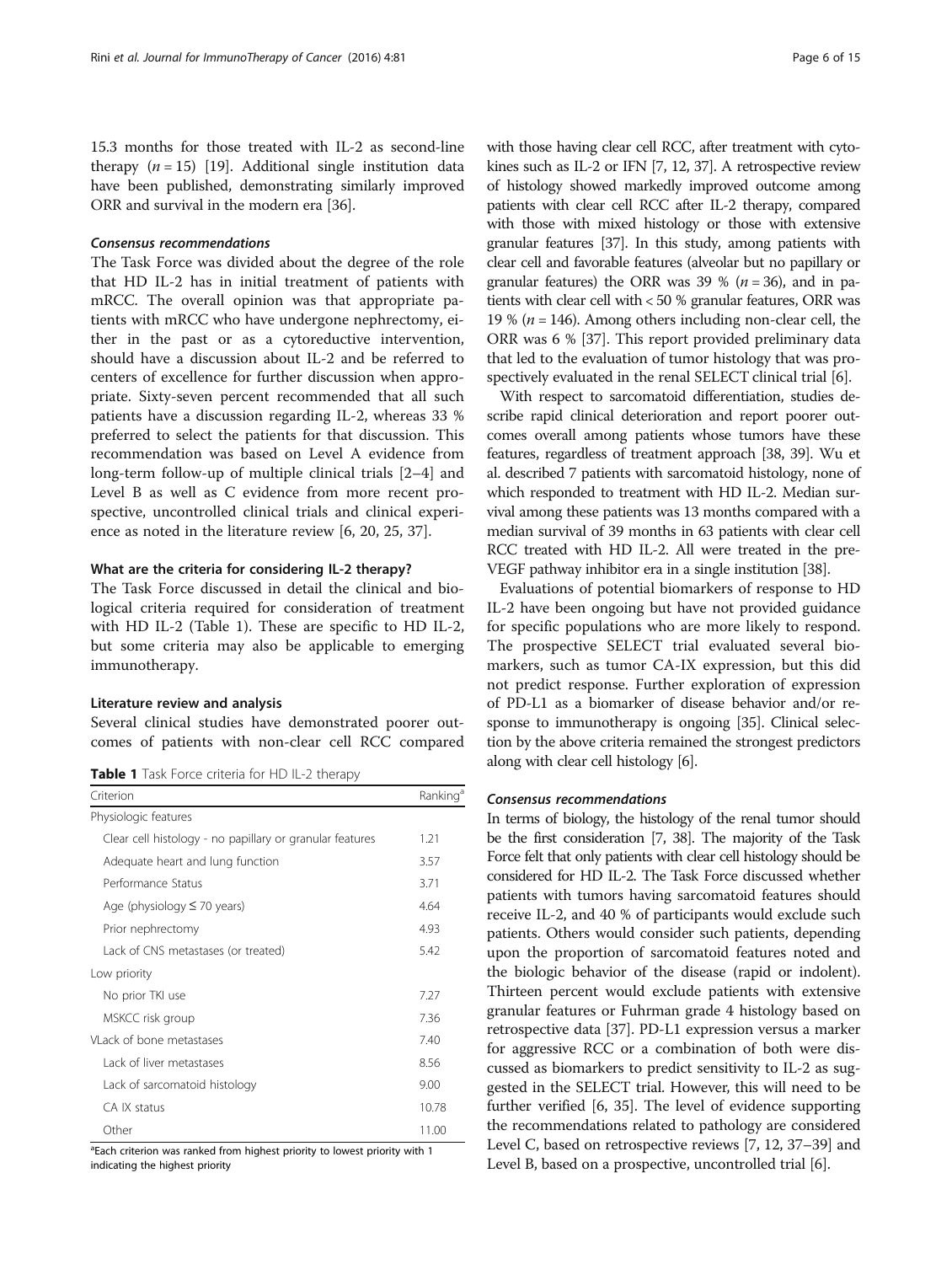15.3 months for those treated with IL-2 as second-line therapy ($n = 15$) [19]. Additional single institution data have been published, demonstrating similarly improved ORR and survival in the modern era [36].

#### *Consensus recommendations*

The Task Force was divided about the degree of the role that HD IL-2 has in initial treatment of patients with mRCC. The overall opinion was that appropriate patients with mRCC who have undergone nephrectomy, either in the past or as a cytoreductive intervention, should have a discussion about IL-2 and be referred to centers of excellence for further discussion when appropriate. Sixty-seven percent recommended that all such patients have a discussion regarding IL-2, whereas 33 % preferred to select the patients for that discussion. This recommendation was based on Level A evidence from long-term follow-up of multiple clinical trials [2–4] and Level B as well as C evidence from more recent prospective, uncontrolled clinical trials and clinical experience as noted in the literature review [6, 20, 25, 37].

### What are the criteria for considering IL-2 therapy?

The Task Force discussed in detail the clinical and biological criteria required for consideration of treatment with HD IL-2 (Table 1). These are specific to HD IL-2, but some criteria may also be applicable to emerging immunotherapy.

### Literature review and analysis

Several clinical studies have demonstrated poorer outcomes of patients with non-clear cell RCC compared with those having clear cell RCC, after treatment with cytokines such as IL-2 or IFN [7, 12, 37]. A retrospective review of histology showed markedly improved outcome among patients with clear cell RCC after IL-2 therapy, compared with those with mixed histology or those with extensive granular features [37]. In this study, among patients with clear cell and favorable features (alveolar but no papillary or granular features) the ORR was 39 % ($n = 36$), and in patients with clear cell with < 50 % granular features, ORR was 19 % ($n = 146$). Among others including non-clear cell, the ORR was 6 % [37]. This report provided preliminary data that led to the evaluation of tumor histology that was prospectively evaluated in the renal SELECT clinical trial [6].

**Table 1** Task Force criteria for HD IL-2 therapy

| Criterion | Ranking[a] |
|---|---|
| Physiologic features | |
| Clear cell histology - no papillary or granular features | 1.21 |
| Adequate heart and lung function | 3.57 |
| Performance Status | 3.71 |
| Age (physiology ≤ 70 years) | 4.64 |
| Prior nephrectomy | 4.93 |
| Lack of CNS metastases (or treated) | 5.42 |
| Low priority | |
| No prior TKI use | 7.27 |
| MSKCC risk group | 7.36 |
| VLack of bone metastases | 7.40 |
| Lack of liver metastases | 8.56 |
| Lack of sarcomatoid histology | 9.00 |
| CA IX status | 10.78 |
| Other | 11.00 |

[a]Each criterion was ranked from highest priority to lowest priority with 1 indicating the highest priority

With respect to sarcomatoid differentiation, studies describe rapid clinical deterioration and report poorer outcomes overall among patients whose tumors have these features, regardless of treatment approach [38, 39]. Wu et al. described 7 patients with sarcomatoid histology, none of which responded to treatment with HD IL-2. Median survival among these patients was 13 months compared with a median survival of 39 months in 63 patients with clear cell RCC treated with HD IL-2. All were treated in the pre-VEGF pathway inhibitor era in a single institution [38].

Evaluations of potential biomarkers of response to HD IL-2 have been ongoing but have not provided guidance for specific populations who are more likely to respond. The prospective SELECT trial evaluated several biomarkers, such as tumor CA-IX expression, but this did not predict response. Further exploration of expression of PD-L1 as a biomarker of disease behavior and/or response to immunotherapy is ongoing [35]. Clinical selection by the above criteria remained the strongest predictors along with clear cell histology [6].

#### *Consensus recommendations*

In terms of biology, the histology of the renal tumor should be the first consideration [7, 38]. The majority of the Task Force felt that only patients with clear cell histology should be considered for HD IL-2. The Task Force discussed whether patients with tumors having sarcomatoid features should receive IL-2, and 40 % of participants would exclude such patients. Others would consider such patients, depending upon the proportion of sarcomatoid features noted and the biologic behavior of the disease (rapid or indolent). Thirteen percent would exclude patients with extensive granular features or Fuhrman grade 4 histology based on retrospective data [37]. PD-L1 expression versus a marker for aggressive RCC or a combination of both were discussed as biomarkers to predict sensitivity to IL-2 as suggested in the SELECT trial. However, this will need to be further verified [6, 35]. The level of evidence supporting the recommendations related to pathology are considered Level C, based on retrospective reviews [7, 12, 37–39] and Level B, based on a prospective, uncontrolled trial [6].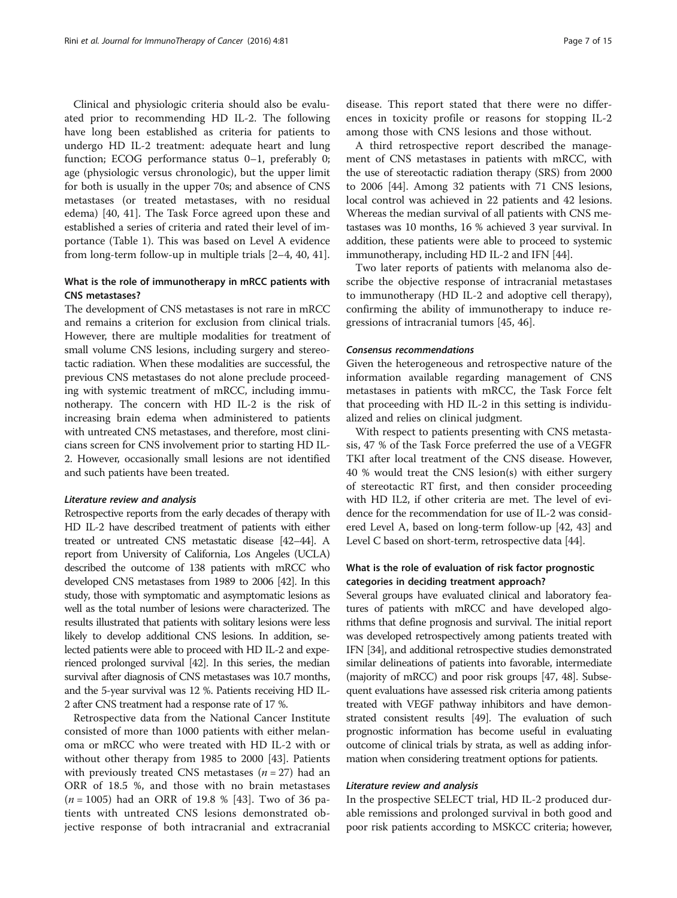Clinical and physiologic criteria should also be evaluated prior to recommending HD IL-2. The following have long been established as criteria for patients to undergo HD IL-2 treatment: adequate heart and lung function; ECOG performance status 0–1, preferably 0; age (physiologic versus chronologic), but the upper limit for both is usually in the upper 70s; and absence of CNS metastases (or treated metastases, with no residual edema) [40, 41]. The Task Force agreed upon these and established a series of criteria and rated their level of importance (Table 1). This was based on Level A evidence from long-term follow-up in multiple trials [2–4, 40, 41].

### What is the role of immunotherapy in mRCC patients with CNS metastases?

The development of CNS metastases is not rare in mRCC and remains a criterion for exclusion from clinical trials. However, there are multiple modalities for treatment of small volume CNS lesions, including surgery and stereotactic radiation. When these modalities are successful, the previous CNS metastases do not alone preclude proceeding with systemic treatment of mRCC, including immunotherapy. The concern with HD IL-2 is the risk of increasing brain edema when administered to patients with untreated CNS metastases, and therefore, most clinicians screen for CNS involvement prior to starting HD IL-2. However, occasionally small lesions are not identified and such patients have been treated.

#### *Literature review and analysis*

Retrospective reports from the early decades of therapy with HD IL-2 have described treatment of patients with either treated or untreated CNS metastatic disease [42–44]. A report from University of California, Los Angeles (UCLA) described the outcome of 138 patients with mRCC who developed CNS metastases from 1989 to 2006 [42]. In this study, those with symptomatic and asymptomatic lesions as well as the total number of lesions were characterized. The results illustrated that patients with solitary lesions were less likely to develop additional CNS lesions. In addition, selected patients were able to proceed with HD IL-2 and experienced prolonged survival [42]. In this series, the median survival after diagnosis of CNS metastases was 10.7 months, and the 5-year survival was 12 %. Patients receiving HD IL-2 after CNS treatment had a response rate of 17 %.

Retrospective data from the National Cancer Institute consisted of more than 1000 patients with either melanoma or mRCC who were treated with HD IL-2 with or without other therapy from 1985 to 2000 [43]. Patients with previously treated CNS metastases ($n = 27$) had an ORR of 18.5 %, and those with no brain metastases ($n = 1005$) had an ORR of 19.8 % [43]. Two of 36 patients with untreated CNS lesions demonstrated objective response of both intracranial and extracranial disease. This report stated that there were no differences in toxicity profile or reasons for stopping IL-2 among those with CNS lesions and those without.

A third retrospective report described the management of CNS metastases in patients with mRCC, with the use of stereotactic radiation therapy (SRS) from 2000 to 2006 [44]. Among 32 patients with 71 CNS lesions, local control was achieved in 22 patients and 42 lesions. Whereas the median survival of all patients with CNS metastases was 10 months, 16 % achieved 3 year survival. In addition, these patients were able to proceed to systemic immunotherapy, including HD IL-2 and IFN [44].

Two later reports of patients with melanoma also describe the objective response of intracranial metastases to immunotherapy (HD IL-2 and adoptive cell therapy), confirming the ability of immunotherapy to induce regressions of intracranial tumors [45, 46].

#### *Consensus recommendations*

Given the heterogeneous and retrospective nature of the information available regarding management of CNS metastases in patients with mRCC, the Task Force felt that proceeding with HD IL-2 in this setting is individualized and relies on clinical judgment.

With respect to patients presenting with CNS metastasis, 47 % of the Task Force preferred the use of a VEGFR TKI after local treatment of the CNS disease. However, 40 % would treat the CNS lesion(s) with either surgery of stereotactic RT first, and then consider proceeding with HD IL2, if other criteria are met. The level of evidence for the recommendation for use of IL-2 was considered Level A, based on long-term follow-up [42, 43] and Level C based on short-term, retrospective data [44].

### What is the role of evaluation of risk factor prognostic categories in deciding treatment approach?

Several groups have evaluated clinical and laboratory features of patients with mRCC and have developed algorithms that define prognosis and survival. The initial report was developed retrospectively among patients treated with IFN [34], and additional retrospective studies demonstrated similar delineations of patients into favorable, intermediate (majority of mRCC) and poor risk groups [47, 48]. Subsequent evaluations have assessed risk criteria among patients treated with VEGF pathway inhibitors and have demonstrated consistent results [49]. The evaluation of such prognostic information has become useful in evaluating outcome of clinical trials by strata, as well as adding information when considering treatment options for patients.

#### *Literature review and analysis*

In the prospective SELECT trial, HD IL-2 produced durable remissions and prolonged survival in both good and poor risk patients according to MSKCC criteria; however,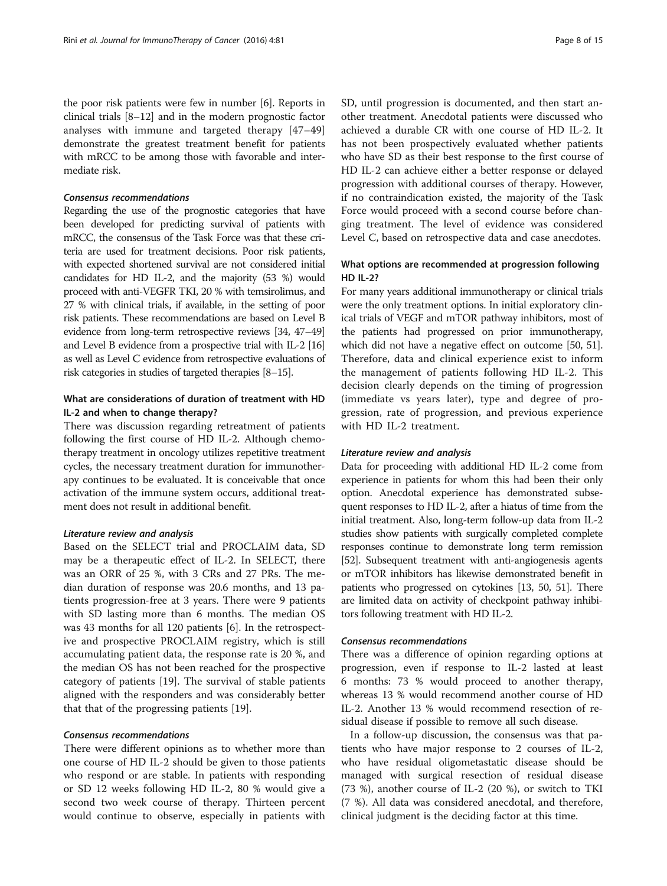the poor risk patients were few in number [6]. Reports in clinical trials [8–12] and in the modern prognostic factor analyses with immune and targeted therapy [47–49] demonstrate the greatest treatment benefit for patients with mRCC to be among those with favorable and intermediate risk.

#### *Consensus recommendations*

Regarding the use of the prognostic categories that have been developed for predicting survival of patients with mRCC, the consensus of the Task Force was that these criteria are used for treatment decisions. Poor risk patients, with expected shortened survival are not considered initial candidates for HD IL-2, and the majority (53 %) would proceed with anti-VEGFR TKI, 20 % with temsirolimus, and 27 % with clinical trials, if available, in the setting of poor risk patients. These recommendations are based on Level B evidence from long-term retrospective reviews [34, 47–49] and Level B evidence from a prospective trial with IL-2 [16] as well as Level C evidence from retrospective evaluations of risk categories in studies of targeted therapies [8–15].

### What are considerations of duration of treatment with HD IL-2 and when to change therapy?

There was discussion regarding retreatment of patients following the first course of HD IL-2. Although chemotherapy treatment in oncology utilizes repetitive treatment cycles, the necessary treatment duration for immunotherapy continues to be evaluated. It is conceivable that once activation of the immune system occurs, additional treatment does not result in additional benefit.

#### *Literature review and analysis*

Based on the SELECT trial and PROCLAIM data, SD may be a therapeutic effect of IL-2. In SELECT, there was an ORR of 25 %, with 3 CRs and 27 PRs. The median duration of response was 20.6 months, and 13 patients progression-free at 3 years. There were 9 patients with SD lasting more than 6 months. The median OS was 43 months for all 120 patients [6]. In the retrospective and prospective PROCLAIM registry, which is still accumulating patient data, the response rate is 20 %, and the median OS has not been reached for the prospective category of patients [19]. The survival of stable patients aligned with the responders and was considerably better that that of the progressing patients [19].

#### *Consensus recommendations*

There were different opinions as to whether more than one course of HD IL-2 should be given to those patients who respond or are stable. In patients with responding or SD 12 weeks following HD IL-2, 80 % would give a second two week course of therapy. Thirteen percent would continue to observe, especially in patients with SD, until progression is documented, and then start another treatment. Anecdotal patients were discussed who achieved a durable CR with one course of HD IL-2. It has not been prospectively evaluated whether patients who have SD as their best response to the first course of HD IL-2 can achieve either a better response or delayed progression with additional courses of therapy. However, if no contraindication existed, the majority of the Task Force would proceed with a second course before changing treatment. The level of evidence was considered Level C, based on retrospective data and case anecdotes.

### What options are recommended at progression following HD IL-2?

For many years additional immunotherapy or clinical trials were the only treatment options. In initial exploratory clinical trials of VEGF and mTOR pathway inhibitors, most of the patients had progressed on prior immunotherapy, which did not have a negative effect on outcome [50, 51]. Therefore, data and clinical experience exist to inform the management of patients following HD IL-2. This decision clearly depends on the timing of progression (immediate vs years later), type and degree of progression, rate of progression, and previous experience with HD IL-2 treatment.

#### *Literature review and analysis*

Data for proceeding with additional HD IL-2 come from experience in patients for whom this had been their only option. Anecdotal experience has demonstrated subsequent responses to HD IL-2, after a hiatus of time from the initial treatment. Also, long-term follow-up data from IL-2 studies show patients with surgically completed complete responses continue to demonstrate long term remission [52]. Subsequent treatment with anti-angiogenesis agents or mTOR inhibitors has likewise demonstrated benefit in patients who progressed on cytokines [13, 50, 51]. There are limited data on activity of checkpoint pathway inhibitors following treatment with HD IL-2.

#### *Consensus recommendations*

There was a difference of opinion regarding options at progression, even if response to IL-2 lasted at least 6 months: 73 % would proceed to another therapy, whereas 13 % would recommend another course of HD IL-2. Another 13 % would recommend resection of residual disease if possible to remove all such disease.

In a follow-up discussion, the consensus was that patients who have major response to 2 courses of IL-2, who have residual oligometastatic disease should be managed with surgical resection of residual disease (73 %), another course of IL-2 (20 %), or switch to TKI (7 %). All data was considered anecdotal, and therefore, clinical judgment is the deciding factor at this time.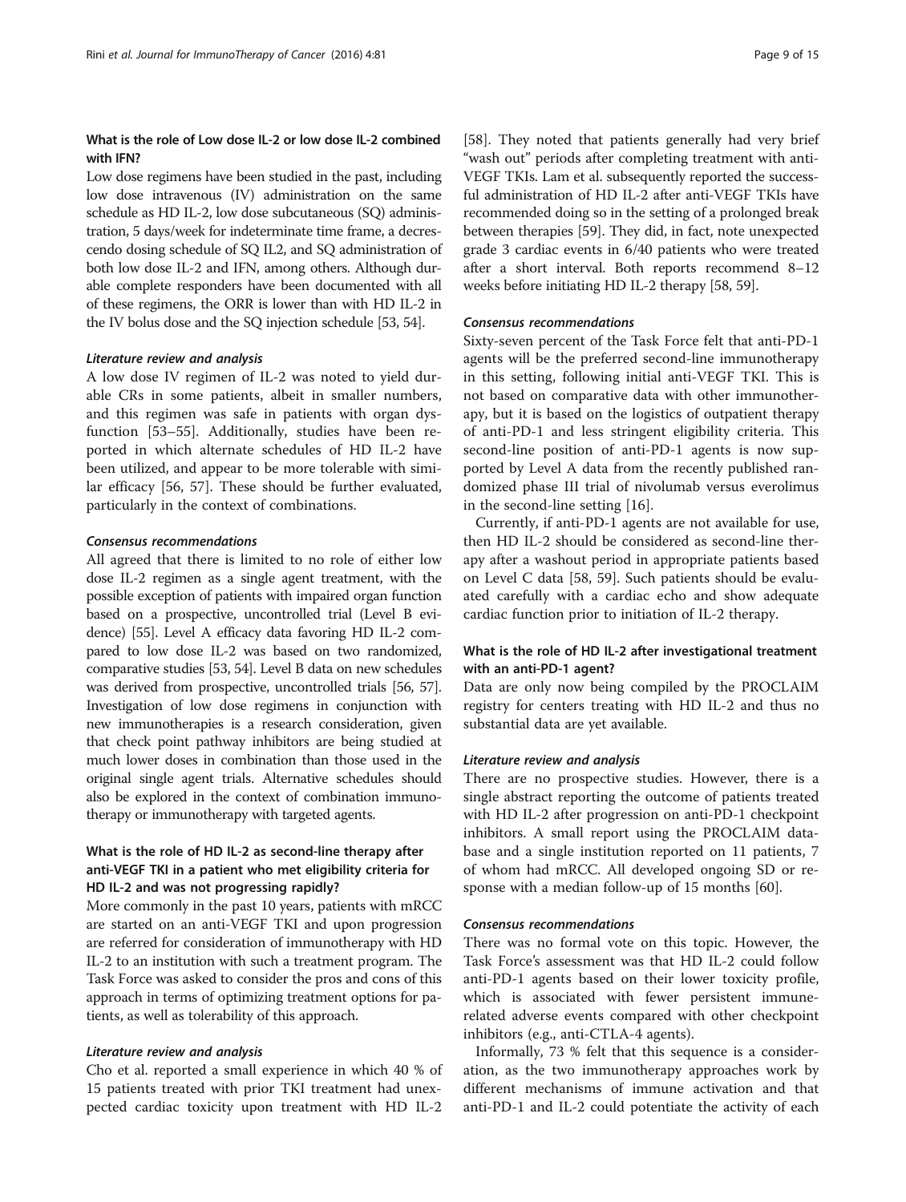### What is the role of Low dose IL-2 or low dose IL-2 combined with IFN?

Low dose regimens have been studied in the past, including low dose intravenous (IV) administration on the same schedule as HD IL-2, low dose subcutaneous (SQ) administration, 5 days/week for indeterminate time frame, a decrescendo dosing schedule of SQ IL2, and SQ administration of both low dose IL-2 and IFN, among others. Although durable complete responders have been documented with all of these regimens, the ORR is lower than with HD IL-2 in the IV bolus dose and the SQ injection schedule [53, 54].

#### *Literature review and analysis*

A low dose IV regimen of IL-2 was noted to yield durable CRs in some patients, albeit in smaller numbers, and this regimen was safe in patients with organ dysfunction [53–55]. Additionally, studies have been reported in which alternate schedules of HD IL-2 have been utilized, and appear to be more tolerable with similar efficacy [56, 57]. These should be further evaluated, particularly in the context of combinations.

#### *Consensus recommendations*

All agreed that there is limited to no role of either low dose IL-2 regimen as a single agent treatment, with the possible exception of patients with impaired organ function based on a prospective, uncontrolled trial (Level B evidence) [55]. Level A efficacy data favoring HD IL-2 compared to low dose IL-2 was based on two randomized, comparative studies [53, 54]. Level B data on new schedules was derived from prospective, uncontrolled trials [56, 57]. Investigation of low dose regimens in conjunction with new immunotherapies is a research consideration, given that check point pathway inhibitors are being studied at much lower doses in combination than those used in the original single agent trials. Alternative schedules should also be explored in the context of combination immunotherapy or immunotherapy with targeted agents.

### What is the role of HD IL-2 as second-line therapy after anti-VEGF TKI in a patient who met eligibility criteria for HD IL-2 and was not progressing rapidly?

More commonly in the past 10 years, patients with mRCC are started on an anti-VEGF TKI and upon progression are referred for consideration of immunotherapy with HD IL-2 to an institution with such a treatment program. The Task Force was asked to consider the pros and cons of this approach in terms of optimizing treatment options for patients, as well as tolerability of this approach.

#### *Literature review and analysis*

Cho et al. reported a small experience in which 40 % of 15 patients treated with prior TKI treatment had unexpected cardiac toxicity upon treatment with HD IL-2 [58]. They noted that patients generally had very brief "wash out" periods after completing treatment with anti-VEGF TKIs. Lam et al. subsequently reported the successful administration of HD IL-2 after anti-VEGF TKIs have recommended doing so in the setting of a prolonged break between therapies [59]. They did, in fact, note unexpected grade 3 cardiac events in 6/40 patients who were treated after a short interval. Both reports recommend 8–12 weeks before initiating HD IL-2 therapy [58, 59].

#### *Consensus recommendations*

Sixty-seven percent of the Task Force felt that anti-PD-1 agents will be the preferred second-line immunotherapy in this setting, following initial anti-VEGF TKI. This is not based on comparative data with other immunotherapy, but it is based on the logistics of outpatient therapy of anti-PD-1 and less stringent eligibility criteria. This second-line position of anti-PD-1 agents is now supported by Level A data from the recently published randomized phase III trial of nivolumab versus everolimus in the second-line setting [16].

Currently, if anti-PD-1 agents are not available for use, then HD IL-2 should be considered as second-line therapy after a washout period in appropriate patients based on Level C data [58, 59]. Such patients should be evaluated carefully with a cardiac echo and show adequate cardiac function prior to initiation of IL-2 therapy.

### What is the role of HD IL-2 after investigational treatment with an anti-PD-1 agent?

Data are only now being compiled by the PROCLAIM registry for centers treating with HD IL-2 and thus no substantial data are yet available.

#### *Literature review and analysis*

There are no prospective studies. However, there is a single abstract reporting the outcome of patients treated with HD IL-2 after progression on anti-PD-1 checkpoint inhibitors. A small report using the PROCLAIM database and a single institution reported on 11 patients, 7 of whom had mRCC. All developed ongoing SD or response with a median follow-up of 15 months [60].

#### *Consensus recommendations*

There was no formal vote on this topic. However, the Task Force's assessment was that HD IL-2 could follow anti-PD-1 agents based on their lower toxicity profile, which is associated with fewer persistent immune-related adverse events compared with other checkpoint inhibitors (e.g., anti-CTLA-4 agents).

Informally, 73 % felt that this sequence is a consideration, as the two immunotherapy approaches work by different mechanisms of immune activation and that anti-PD-1 and IL-2 could potentiate the activity of each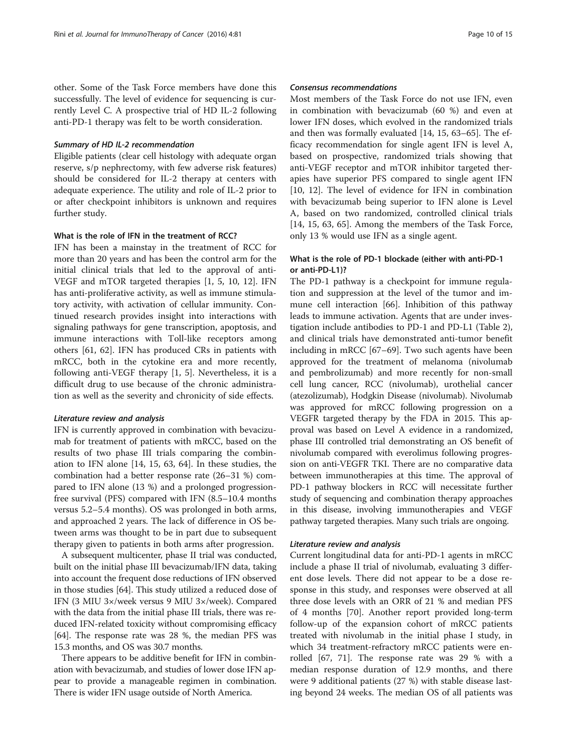other. Some of the Task Force members have done this successfully. The level of evidence for sequencing is currently Level C. A prospective trial of HD IL-2 following anti-PD-1 therapy was felt to be worth consideration.

#### *Summary of HD IL-2 recommendation*

Eligible patients (clear cell histology with adequate organ reserve, s/p nephrectomy, with few adverse risk features) should be considered for IL-2 therapy at centers with adequate experience. The utility and role of IL-2 prior to or after checkpoint inhibitors is unknown and requires further study.

### What is the role of IFN in the treatment of RCC?

IFN has been a mainstay in the treatment of RCC for more than 20 years and has been the control arm for the initial clinical trials that led to the approval of anti-VEGF and mTOR targeted therapies [1, 5, 10, 12]. IFN has anti-proliferative activity, as well as immune stimulatory activity, with activation of cellular immunity. Continued research provides insight into interactions with signaling pathways for gene transcription, apoptosis, and immune interactions with Toll-like receptors among others [61, 62]. IFN has produced CRs in patients with mRCC, both in the cytokine era and more recently, following anti-VEGF therapy [1, 5]. Nevertheless, it is a difficult drug to use because of the chronic administration as well as the severity and chronicity of side effects.

#### *Literature review and analysis*

IFN is currently approved in combination with bevacizumab for treatment of patients with mRCC, based on the results of two phase III trials comparing the combination to IFN alone [14, 15, 63, 64]. In these studies, the combination had a better response rate (26–31 %) compared to IFN alone (13 %) and a prolonged progression-free survival (PFS) compared with IFN (8.5–10.4 months versus 5.2–5.4 months). OS was prolonged in both arms, and approached 2 years. The lack of difference in OS between arms was thought to be in part due to subsequent therapy given to patients in both arms after progression.

A subsequent multicenter, phase II trial was conducted, built on the initial phase III bevacizumab/IFN data, taking into account the frequent dose reductions of IFN observed in those studies [64]. This study utilized a reduced dose of IFN (3 MIU 3×/week versus 9 MIU 3×/week). Compared with the data from the initial phase III trials, there was reduced IFN-related toxicity without compromising efficacy [64]. The response rate was 28 %, the median PFS was 15.3 months, and OS was 30.7 months.

There appears to be additive benefit for IFN in combination with bevacizumab, and studies of lower dose IFN appear to provide a manageable regimen in combination. There is wider IFN usage outside of North America.

#### *Consensus recommendations*

Most members of the Task Force do not use IFN, even in combination with bevacizumab (60 %) and even at lower IFN doses, which evolved in the randomized trials and then was formally evaluated [14, 15, 63–65]. The efficacy recommendation for single agent IFN is level A, based on prospective, randomized trials showing that anti-VEGF receptor and mTOR inhibitor targeted therapies have superior PFS compared to single agent IFN [10, 12]. The level of evidence for IFN in combination with bevacizumab being superior to IFN alone is Level A, based on two randomized, controlled clinical trials [14, 15, 63, 65]. Among the members of the Task Force, only 13 % would use IFN as a single agent.

### What is the role of PD-1 blockade (either with anti-PD-1 or anti-PD-L1)?

The PD-1 pathway is a checkpoint for immune regulation and suppression at the level of the tumor and immune cell interaction [66]. Inhibition of this pathway leads to immune activation. Agents that are under investigation include antibodies to PD-1 and PD-L1 (Table 2), and clinical trials have demonstrated anti-tumor benefit including in mRCC [67–69]. Two such agents have been approved for the treatment of melanoma (nivolumab and pembrolizumab) and more recently for non-small cell lung cancer, RCC (nivolumab), urothelial cancer (atezolizumab), Hodgkin Disease (nivolumab). Nivolumab was approved for mRCC following progression on a VEGFR targeted therapy by the FDA in 2015. This approval was based on Level A evidence in a randomized, phase III controlled trial demonstrating an OS benefit of nivolumab compared with everolimus following progression on anti-VEGFR TKI. There are no comparative data between immunotherapies at this time. The approval of PD-1 pathway blockers in RCC will necessitate further study of sequencing and combination therapy approaches in this disease, involving immunotherapies and VEGF pathway targeted therapies. Many such trials are ongoing.

#### *Literature review and analysis*

Current longitudinal data for anti-PD-1 agents in mRCC include a phase II trial of nivolumab, evaluating 3 different dose levels. There did not appear to be a dose response in this study, and responses were observed at all three dose levels with an ORR of 21 % and median PFS of 4 months [70]. Another report provided long-term follow-up of the expansion cohort of mRCC patients treated with nivolumab in the initial phase I study, in which 34 treatment-refractory mRCC patients were enrolled [67, 71]. The response rate was 29 % with a median response duration of 12.9 months, and there were 9 additional patients (27 %) with stable disease lasting beyond 24 weeks. The median OS of all patients was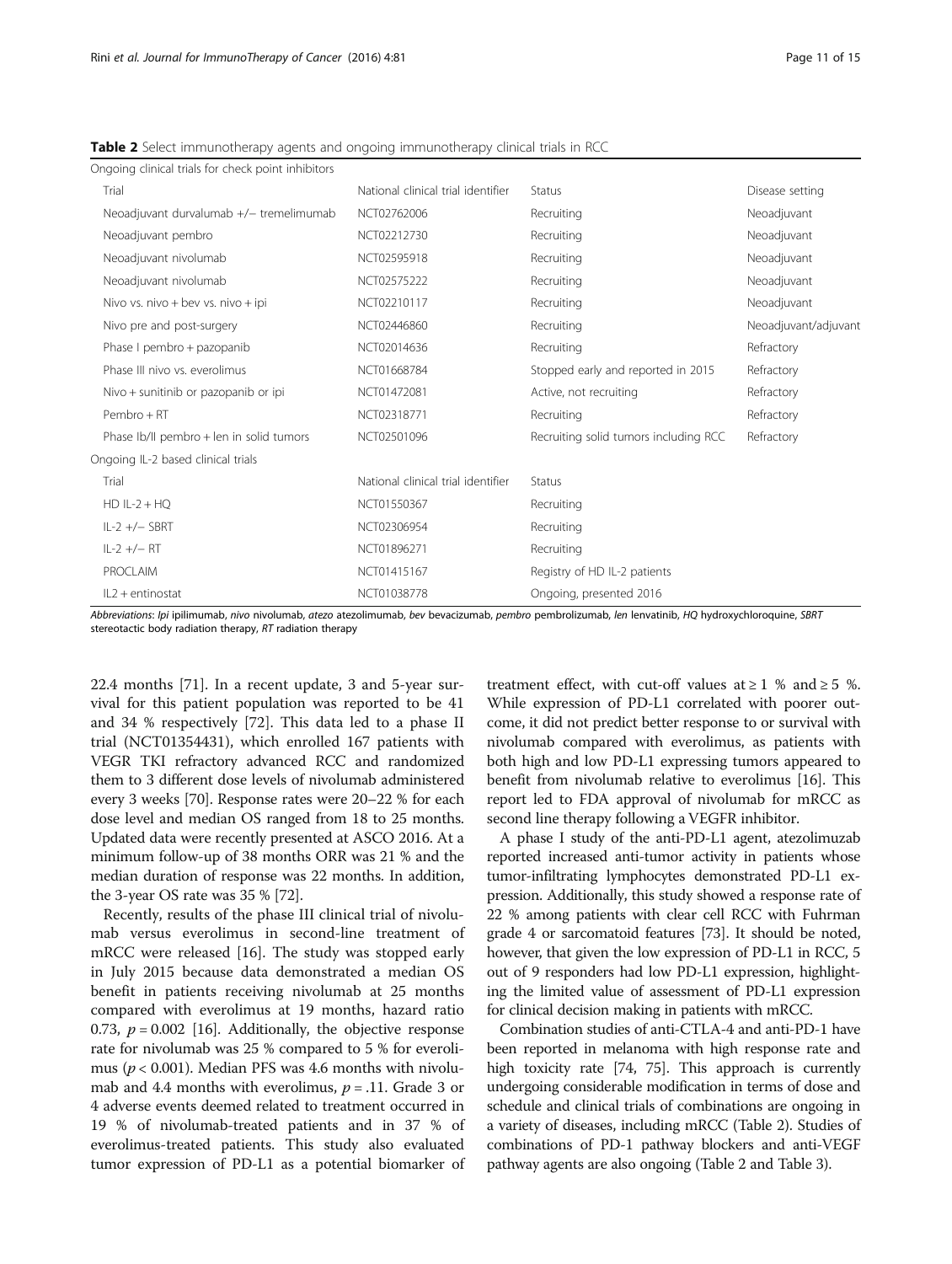**Table 2** Select immunotherapy agents and ongoing immunotherapy clinical trials in RCC

| Ongoing clinical trials for check point inhibitors | | | |
|---|---|---|---|
| Trial | National clinical trial identifier | Status | Disease setting |
| Neoadjuvant durvalumab +/− tremelimumab | NCT02762006 | Recruiting | Neoadjuvant |
| Neoadjuvant pembro | NCT02212730 | Recruiting | Neoadjuvant |
| Neoadjuvant nivolumab | NCT02595918 | Recruiting | Neoadjuvant |
| Neoadjuvant nivolumab | NCT02575222 | Recruiting | Neoadjuvant |
| Nivo vs. nivo + bev vs. nivo + ipi | NCT02210117 | Recruiting | Neoadjuvant |
| Nivo pre and post-surgery | NCT02446860 | Recruiting | Neoadjuvant/adjuvant |
| Phase I pembro + pazopanib | NCT02014636 | Recruiting | Refractory |
| Phase III nivo vs. everolimus | NCT01668784 | Stopped early and reported in 2015 | Refractory |
| Nivo + sunitinib or pazopanib or ipi | NCT01472081 | Active, not recruiting | Refractory |
| Pembro + RT | NCT02318771 | Recruiting | Refractory |
| Phase Ib/II pembro + len in solid tumors | NCT02501096 | Recruiting solid tumors including RCC | Refractory |
| **Ongoing IL-2 based clinical trials** | | | |
| Trial | National clinical trial identifier | Status | |
| HD IL-2 + HQ | NCT01550367 | Recruiting | |
| IL-2 +/− SBRT | NCT02306954 | Recruiting | |
| IL-2 +/− RT | NCT01896271 | Recruiting | |
| PROCLAIM | NCT01415167 | Registry of HD IL-2 patients | |
| IL2 + entinostat | NCT01038778 | Ongoing, presented 2016 | |

*Abbreviations*: *Ipi* ipilimumab, *nivo* nivolumab, *atezo* atezolimumab, *bev* bevacizumab, *pembro* pembrolizumab, *len* lenvatinib, *HQ* hydroxychloroquine, *SBRT* stereotactic body radiation therapy, *RT* radiation therapy

22.4 months [71]. In a recent update, 3 and 5-year survival for this patient population was reported to be 41 and 34 % respectively [72]. This data led to a phase II trial (NCT01354431), which enrolled 167 patients with VEGR TKI refractory advanced RCC and randomized them to 3 different dose levels of nivolumab administered every 3 weeks [70]. Response rates were 20–22 % for each dose level and median OS ranged from 18 to 25 months. Updated data were recently presented at ASCO 2016. At a minimum follow-up of 38 months ORR was 21 % and the median duration of response was 22 months. In addition, the 3-year OS rate was 35 % [72].

Recently, results of the phase III clinical trial of nivolumab versus everolimus in second-line treatment of mRCC were released [16]. The study was stopped early in July 2015 because data demonstrated a median OS benefit in patients receiving nivolumab at 25 months compared with everolimus at 19 months, hazard ratio 0.73, $p = 0.002$ [16]. Additionally, the objective response rate for nivolumab was 25 % compared to 5 % for everolimus ($p < 0.001$). Median PFS was 4.6 months with nivolumab and 4.4 months with everolimus, $p = .11$. Grade 3 or 4 adverse events deemed related to treatment occurred in 19 % of nivolumab-treated patients and in 37 % of everolimus-treated patients. This study also evaluated tumor expression of PD-L1 as a potential biomarker of treatment effect, with cut-off values at ≥ 1 % and ≥ 5 %. While expression of PD-L1 correlated with poorer outcome, it did not predict better response to or survival with nivolumab compared with everolimus, as patients with both high and low PD-L1 expressing tumors appeared to benefit from nivolumab relative to everolimus [16]. This report led to FDA approval of nivolumab for mRCC as second line therapy following a VEGFR inhibitor.

A phase I study of the anti-PD-L1 agent, atezolimuzab reported increased anti-tumor activity in patients whose tumor-infiltrating lymphocytes demonstrated PD-L1 expression. Additionally, this study showed a response rate of 22 % among patients with clear cell RCC with Fuhrman grade 4 or sarcomatoid features [73]. It should be noted, however, that given the low expression of PD-L1 in RCC, 5 out of 9 responders had low PD-L1 expression, highlighting the limited value of assessment of PD-L1 expression for clinical decision making in patients with mRCC.

Combination studies of anti-CTLA-4 and anti-PD-1 have been reported in melanoma with high response rate and high toxicity rate [74, 75]. This approach is currently undergoing considerable modification in terms of dose and schedule and clinical trials of combinations are ongoing in a variety of diseases, including mRCC (Table 2). Studies of combinations of PD-1 pathway blockers and anti-VEGF pathway agents are also ongoing (Table 2 and Table 3).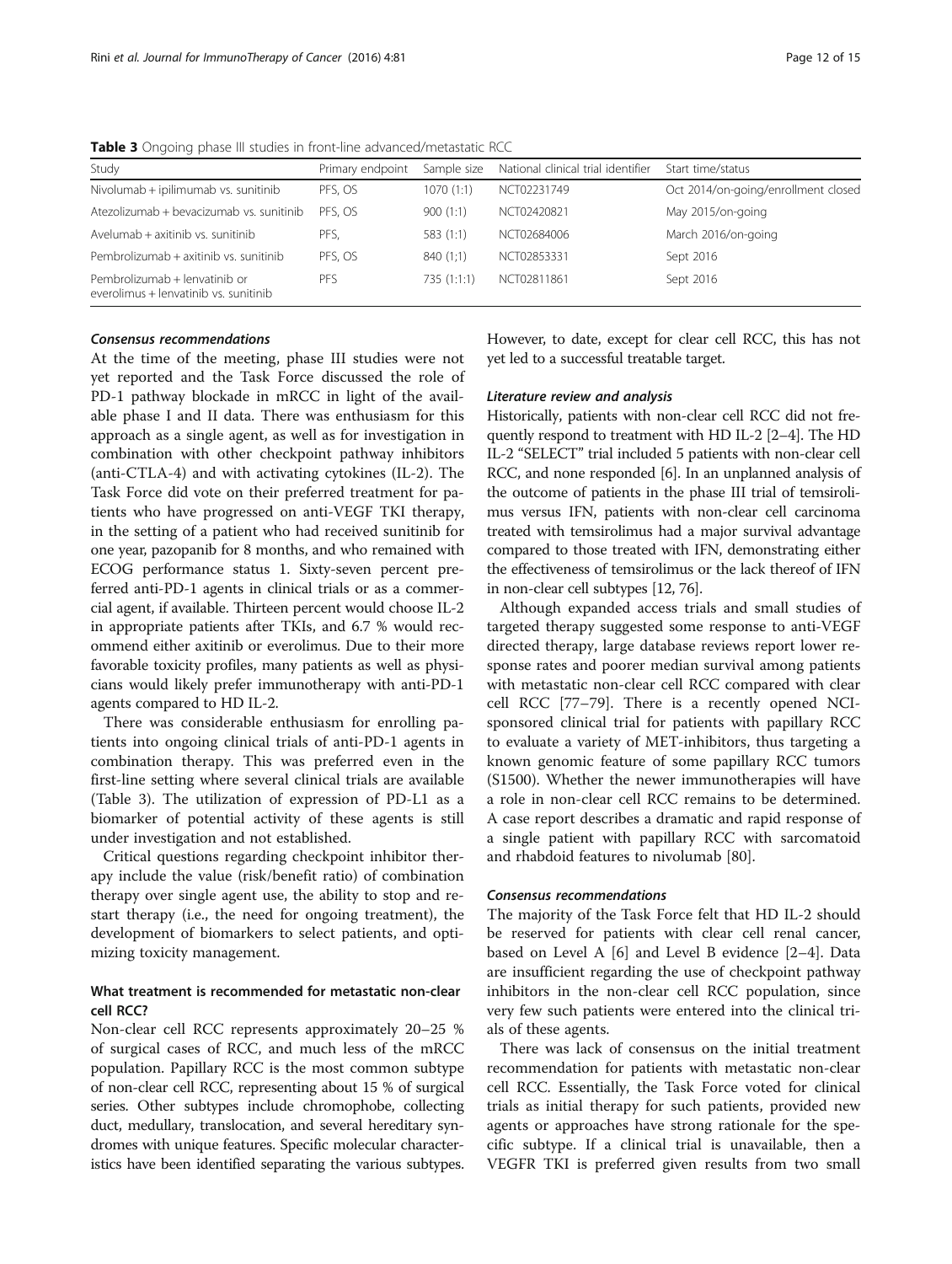**Table 3** Ongoing phase III studies in front-line advanced/metastatic RCC

| Study | Primary endpoint | Sample size | National clinical trial identifier | Start time/status |
|---|---|---|---|---|
| Nivolumab + ipilimumab vs. sunitinib | PFS, OS | 1070 (1:1) | NCT02231749 | Oct 2014/on-going/enrollment closed |
| Atezolizumab + bevacizumab vs. sunitinib | PFS, OS | 900 (1:1) | NCT02420821 | May 2015/on-going |
| Avelumab + axitinib vs. sunitinib | PFS, | 583 (1:1) | NCT02684006 | March 2016/on-going |
| Pembrolizumab + axitinib vs. sunitinib | PFS, OS | 840 (1;1) | NCT02853331 | Sept 2016 |
| Pembrolizumab + lenvatinib or everolimus + lenvatinib vs. sunitinib | PFS | 735 (1:1:1) | NCT02811861 | Sept 2016 |

#### *Consensus recommendations*

At the time of the meeting, phase III studies were not yet reported and the Task Force discussed the role of PD-1 pathway blockade in mRCC in light of the available phase I and II data. There was enthusiasm for this approach as a single agent, as well as for investigation in combination with other checkpoint pathway inhibitors (anti-CTLA-4) and with activating cytokines (IL-2). The Task Force did vote on their preferred treatment for patients who have progressed on anti-VEGF TKI therapy, in the setting of a patient who had received sunitinib for one year, pazopanib for 8 months, and who remained with ECOG performance status 1. Sixty-seven percent preferred anti-PD-1 agents in clinical trials or as a commercial agent, if available. Thirteen percent would choose IL-2 in appropriate patients after TKIs, and 6.7 % would recommend either axitinib or everolimus. Due to their more favorable toxicity profiles, many patients as well as physicians would likely prefer immunotherapy with anti-PD-1 agents compared to HD IL-2.

There was considerable enthusiasm for enrolling patients into ongoing clinical trials of anti-PD-1 agents in combination therapy. This was preferred even in the first-line setting where several clinical trials are available (Table 3). The utilization of expression of PD-L1 as a biomarker of potential activity of these agents is still under investigation and not established.

Critical questions regarding checkpoint inhibitor therapy include the value (risk/benefit ratio) of combination therapy over single agent use, the ability to stop and restart therapy (i.e., the need for ongoing treatment), the development of biomarkers to select patients, and optimizing toxicity management.

### What treatment is recommended for metastatic non-clear cell RCC?

Non-clear cell RCC represents approximately 20–25 % of surgical cases of RCC, and much less of the mRCC population. Papillary RCC is the most common subtype of non-clear cell RCC, representing about 15 % of surgical series. Other subtypes include chromophobe, collecting duct, medullary, translocation, and several hereditary syndromes with unique features. Specific molecular characteristics have been identified separating the various subtypes. However, to date, except for clear cell RCC, this has not yet led to a successful treatable target.

#### *Literature review and analysis*

Historically, patients with non-clear cell RCC did not frequently respond to treatment with HD IL-2 [2–4]. The HD IL-2 "SELECT" trial included 5 patients with non-clear cell RCC, and none responded [6]. In an unplanned analysis of the outcome of patients in the phase III trial of temsirolimus versus IFN, patients with non-clear cell carcinoma treated with temsirolimus had a major survival advantage compared to those treated with IFN, demonstrating either the effectiveness of temsirolimus or the lack thereof of IFN in non-clear cell subtypes [12, 76].

Although expanded access trials and small studies of targeted therapy suggested some response to anti-VEGF directed therapy, large database reviews report lower response rates and poorer median survival among patients with metastatic non-clear cell RCC compared with clear cell RCC [77–79]. There is a recently opened NCI-sponsored clinical trial for patients with papillary RCC to evaluate a variety of MET-inhibitors, thus targeting a known genomic feature of some papillary RCC tumors (S1500). Whether the newer immunotherapies will have a role in non-clear cell RCC remains to be determined. A case report describes a dramatic and rapid response of a single patient with papillary RCC with sarcomatoid and rhabdoid features to nivolumab [80].

#### *Consensus recommendations*

The majority of the Task Force felt that HD IL-2 should be reserved for patients with clear cell renal cancer, based on Level A [6] and Level B evidence [2–4]. Data are insufficient regarding the use of checkpoint pathway inhibitors in the non-clear cell RCC population, since very few such patients were entered into the clinical trials of these agents.

There was lack of consensus on the initial treatment recommendation for patients with metastatic non-clear cell RCC. Essentially, the Task Force voted for clinical trials as initial therapy for such patients, provided new agents or approaches have strong rationale for the specific subtype. If a clinical trial is unavailable, then a VEGFR TKI is preferred given results from two small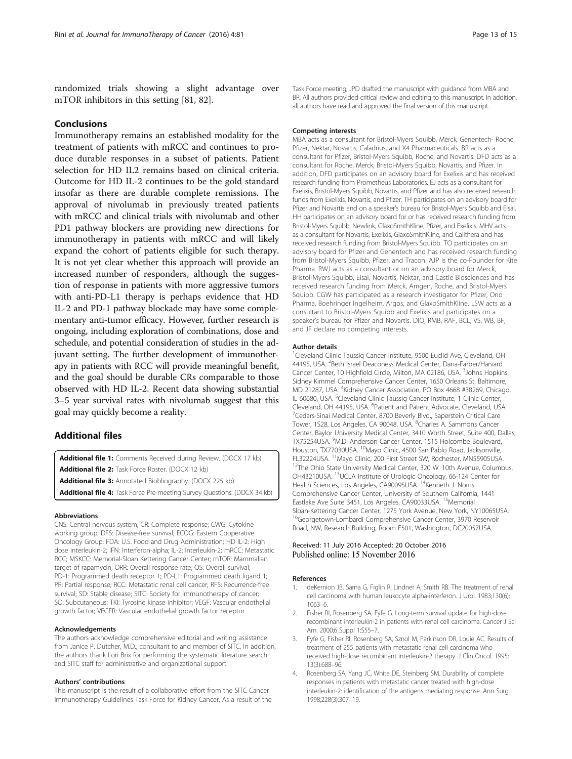randomized trials showing a slight advantage over mTOR inhibitors in this setting [81, 82].

## Conclusions

Immunotherapy remains an established modality for the treatment of patients with mRCC and continues to produce durable responses in a subset of patients. Patient selection for HD IL2 remains based on clinical criteria. Outcome for HD IL-2 continues to be the gold standard insofar as there are durable complete remissions. The approval of nivolumab in previously treated patients with mRCC and clinical trials with nivolumab and other PD1 pathway blockers are providing new directions for immunotherapy in patients with mRCC and will likely expand the cohort of patients eligible for such therapy. It is not yet clear whether this approach will provide an increased number of responders, although the suggestion of response in patients with more aggressive tumors with anti-PD-L1 therapy is perhaps evidence that HD IL-2 and PD-1 pathway blockade may have some complementary anti-tumor efficacy. However, further research is ongoing, including exploration of combinations, dose and schedule, and potential consideration of studies in the adjuvant setting. The further development of immunotherapy in patients with RCC will provide meaningful benefit, and the goal should be durable CRs comparable to those observed with HD IL-2. Recent data showing substantial 3–5 year survival rates with nivolumab suggest that this goal may quickly become a reality.

## Additional files

**Additional file 1:** Comments Received during Review. (DOCX 17 kb)

**Additional file 2:** Task Force Roster. (DOCX 12 kb)

**Additional file 3:** Annotated Biobliography. (DOCX 225 kb)

**Additional file 4:** Task Force Pre-meeting Survey Questions. (DOCX 34 kb)

#### Abbreviations

CNS: Central nervous system; CR: Complete response; CWG: Cytokine working group; DFS: Disease-free survival; ECOG: Eastern Cooperative Oncology Group; FDA: U.S. Food and Drug Administration; HD IL-2: High dose interleukin-2; IFN: Interferon-alpha; IL-2: Interleukin-2; mRCC: Metastatic RCC; MSKCC: Memorial-Sloan Kettering Cancer Center; mTOR: Mammalian target of rapamycin; ORR: Overall response rate; OS: Overall survival; PD-1: Programmed death receptor 1; PD-L1: Programmed death ligand 1; PR: Partial response; RCC: Metastatic renal cell cancer; RFS: Recurrence-free survival; SD: Stable disease; SITC: Society for immunotherapy of cancer; SQ: Subcutaneous; TKI: Tyrosine kinase inhibitor; VEGF: Vascular endothelial growth factor; VEGFR: Vascular endothelial growth factor receptor

#### Acknowledgements

The authors acknowledge comprehensive editorial and writing assistance from Janice P. Dutcher, M.D., consultant to and member of SITC. In addition, the authors thank Lori Brix for performing the systematic literature search and SITC staff for administrative and organizational support.

#### Authors' contributions

This manuscript is the result of a collaborative effort from the SITC Cancer Immunotherapy Guidelines Task Force for Kidney Cancer. As a result of the Task Force meeting, JPD drafted the manuscript with guidance from MBA and BR. All authors provided critical review and editing to this manuscript. In addition, all authors have read and approved the final version of this manuscript.

#### Competing interests

MBA acts as a consultant for Bristol-Myers Squibb, Merck, Genentech- Roche, Pfizer, Nektar, Novartis, Caladrius, and X4 Pharmaceuticals. BR acts as a consultant for Pfizer, Bristol-Myers Squibb, Roche, and Novartis. DFD acts as a consultant for Roche, Merck, Bristol-Myers Squibb, Novartis, and Pfizer. In addition, DFD participates on an advisory board for Exelixis and has received research funding from Prometheus Laboratories. EJ acts as a consultant for Exelixis, Bristol-Myers Squibb, Novartis, and Pfizer and has also received research funds from Exelixis, Novartis, and Pfizer. TH participates on an advisory board for Pfizer and Novartis and on a speaker's bureau for Bristol-Myers Squibb and Elsai. HH participates on an advisory board for or has received research funding from Bristol-Myers Squibb, Newlink, GlaxoSmithKline, Pfizer, and Exelixis. MHV acts as a consultant for Novartis, Exelixis, GlaxoSmithKline, and Calithera and has received research funding from Bristol-Myers Squibb. TO participates on an advisory board for Pfizer and Genentech and has received research funding from Bristol-Myers Squibb, Pfizer, and Tracon. AJP is the co-Founder for Kite Pharma. RWJ acts as a consultant or on an advisory board for Merck, Bristol-Myers Squibb, Eisai, Novartis, Nektar, and Castle Biosciences and has received research funding from Merck, Amgen, Roche, and Bristol-Myers Squibb. CGW has participated as a research investigator for Pfizer, Ono Pharma, Boehringer Ingelheim, Argos, and GlaxoSmithKline. LSW acts as a consultant to Bristol-Myers Squibb and Exelixis and participates on a speaker's bureau for Pfizer and Novartis. DIQ, RMB, RAF, BCL, VS, WB, BF, and JF declare no competing interests.

#### Author details

[1]Cleveland Clinic Taussig Cancer Institute, 9500 Euclid Ave, Cleveland, OH 44195, USA. [2]Beth Israel Deaconess Medical Center, Dana-Farber/Harvard Cancer Center, 10 Highfield Circle, Milton, MA 02186, USA. [3]Johns Hopkins Sidney Kimmel Comprehensive Cancer Center, 1650 Orleans St, Baltimore, MD 21287, USA. [4]Kidney Cancer Association, PO Box 4668 #38269, Chicago, IL 60680, USA. [5]Cleveland Clinic Taussig Cancer Institute, 1 Clinic Center, Cleveland, OH 44195, USA. [6]Patient and Patient Advocate, Cleveland, USA. [7]Cedars-Sinai Medical Center, 8700 Beverly Blvd., Saperstein Critical Care Tower, 1S28, Los Angeles, CA 90048, USA. [8]Charles A. Sammons Cancer Center, Baylor University Medical Center, 3410 Worth Street, Suite 400, Dallas, TX75254USA. [9]M.D. Anderson Cancer Center, 1515 Holcombe Boulevard, Houston, TX77030USA. [10]Mayo Clinic, 4500 San Pablo Road, Jacksonville, FL32224USA. [11]Mayo Clinic, 200 First Street SW, Rochester, MN55905USA. [12]The Ohio State University Medical Center, 320 W. 10th Avenue, Columbus, OH43210USA. [13]UCLA Institute of Urologic Oncology, 66-124 Center for Health Sciences, Los Angeles, CA90095USA. [14]Kenneth J. Norris Comprehensive Cancer Center, University of Southern California, 1441 Eastlake Ave Suite 3451, Los Angeles, CA90033USA. [15]Memorial Sloan-Kettering Cancer Center, 1275 York Avenue, New York, NY10065USA. [16]Georgetown-Lombardi Comprehensive Cancer Center, 3970 Reservoir Road, NW, Research Building, Room E501, Washington, DC20057USA.

Received: 11 July 2016 Accepted: 20 October 2016
Published online: 15 November 2016

#### References

1. deKernion JB, Sarna G, Figlin R, Lindner A, Smith RB. The treatment of renal cell carcinoma with human leukocyte alpha-interferon. J Urol. 1983;130(6): 1063–6.
2. Fisher RI, Rosenberg SA, Fyfe G. Long-term survival update for high-dose recombinant interleukin-2 in patients with renal cell carcinoma. Cancer J Sci Am. 2000;6 Suppl 1:S55–7.
3. Fyfe G, Fisher RI, Rosenberg SA, Sznol M, Parkinson DR, Louie AC. Results of treatment of 255 patients with metastatic renal cell carcinoma who received high-dose recombinant interleukin-2 therapy. J Clin Oncol. 1995; 13(3):688–96.
4. Rosenberg SA, Yang JC, White DE, Steinberg SM. Durability of complete responses in patients with metastatic cancer treated with high-dose interleukin-2: identification of the antigens mediating response. Ann Surg. 1998;228(3):307–19.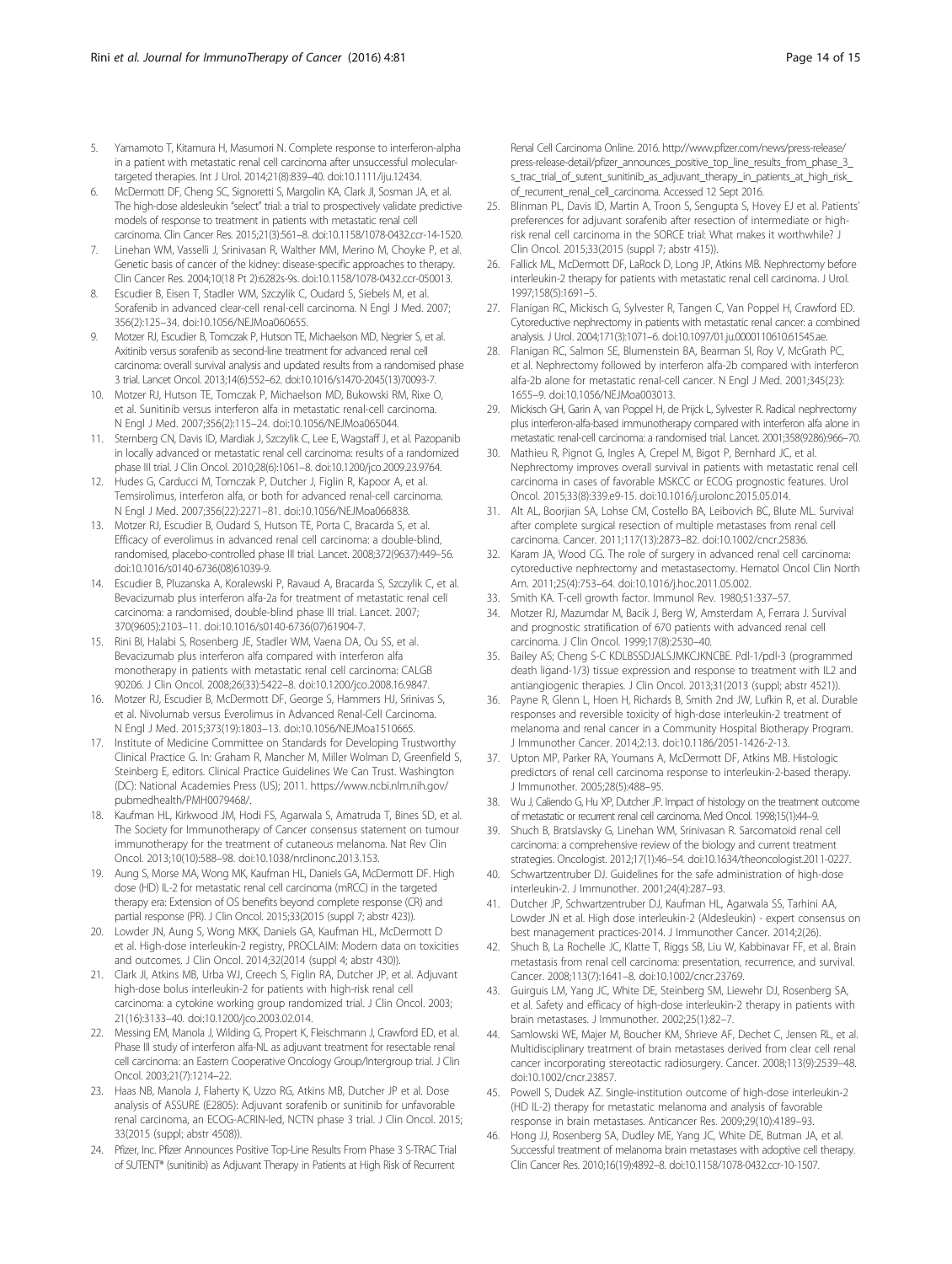5. Yamamoto T, Kitamura H, Masumori N. Complete response to interferon-alpha in a patient with metastatic renal cell carcinoma after unsuccessful molecular-targeted therapies. Int J Urol. 2014;21(8):839–40. doi:10.1111/iju.12434.
6. McDermott DF, Cheng SC, Signoretti S, Margolin KA, Clark JI, Sosman JA, et al. The high-dose aldesleukin "select" trial: a trial to prospectively validate predictive models of response to treatment in patients with metastatic renal cell carcinoma. Clin Cancer Res. 2015;21(3):561–8. doi:10.1158/1078-0432.ccr-14-1520.
7. Linehan WM, Vasselli J, Srinivasan R, Walther MM, Merino M, Choyke P, et al. Genetic basis of cancer of the kidney: disease-specific approaches to therapy. Clin Cancer Res. 2004;10(18 Pt 2):6282s-9s. doi:10.1158/1078-0432.ccr-050013.
8. Escudier B, Eisen T, Stadler WM, Szczylik C, Oudard S, Siebels M, et al. Sorafenib in advanced clear-cell renal-cell carcinoma. N Engl J Med. 2007; 356(2):125–34. doi:10.1056/NEJMoa060655.
9. Motzer RJ, Escudier B, Tomczak P, Hutson TE, Michaelson MD, Negrier S, et al. Axitinib versus sorafenib as second-line treatment for advanced renal cell carcinoma: overall survival analysis and updated results from a randomised phase 3 trial. Lancet Oncol. 2013;14(6):552–62. doi:10.1016/s1470-2045(13)70093-7.
10. Motzer RJ, Hutson TE, Tomczak P, Michaelson MD, Bukowski RM, Rixe O, et al. Sunitinib versus interferon alfa in metastatic renal-cell carcinoma. N Engl J Med. 2007;356(2):115–24. doi:10.1056/NEJMoa065044.
11. Sternberg CN, Davis ID, Mardiak J, Szczylik C, Lee E, Wagstaff J, et al. Pazopanib in locally advanced or metastatic renal cell carcinoma: results of a randomized phase III trial. J Clin Oncol. 2010;28(6):1061–8. doi:10.1200/jco.2009.23.9764.
12. Hudes G, Carducci M, Tomczak P, Dutcher J, Figlin R, Kapoor A, et al. Temsirolimus, interferon alfa, or both for advanced renal-cell carcinoma. N Engl J Med. 2007;356(22):2271–81. doi:10.1056/NEJMoa066838.
13. Motzer RJ, Escudier B, Oudard S, Hutson TE, Porta C, Bracarda S, et al. Efficacy of everolimus in advanced renal cell carcinoma: a double-blind, randomised, placebo-controlled phase III trial. Lancet. 2008;372(9637):449–56. doi:10.1016/s0140-6736(08)61039-9.
14. Escudier B, Pluzanska A, Koralewski P, Ravaud A, Bracarda S, Szczylik C, et al. Bevacizumab plus interferon alfa-2a for treatment of metastatic renal cell carcinoma: a randomised, double-blind phase III trial. Lancet. 2007; 370(9605):2103–11. doi:10.1016/s0140-6736(07)61904-7.
15. Rini BI, Halabi S, Rosenberg JE, Stadler WM, Vaena DA, Ou SS, et al. Bevacizumab plus interferon alfa compared with interferon alfa monotherapy in patients with metastatic renal cell carcinoma: CALGB 90206. J Clin Oncol. 2008;26(33):5422–8. doi:10.1200/jco.2008.16.9847.
16. Motzer RJ, Escudier B, McDermott DF, George S, Hammers HJ, Srinivas S, et al. Nivolumab versus Everolimus in Advanced Renal-Cell Carcinoma. N Engl J Med. 2015;373(19):1803–13. doi:10.1056/NEJMoa1510665.
17. Institute of Medicine Committee on Standards for Developing Trustworthy Clinical Practice G. In: Graham R, Mancher M, Miller Wolman D, Greenfield S, Steinberg E, editors. Clinical Practice Guidelines We Can Trust. Washington (DC): National Academies Press (US); 2011. https://www.ncbi.nlm.nih.gov/pubmedhealth/PMH0079468/.
18. Kaufman HL, Kirkwood JM, Hodi FS, Agarwala S, Amatruda T, Bines SD, et al. The Society for Immunotherapy of Cancer consensus statement on tumour immunotherapy for the treatment of cutaneous melanoma. Nat Rev Clin Oncol. 2013;10(10):588–98. doi:10.1038/nrclinonc.2013.153.
19. Aung S, Morse MA, Wong MK, Kaufman HL, Daniels GA, McDermott DF. High dose (HD) IL-2 for metastatic renal cell carcinoma (mRCC) in the targeted therapy era: Extension of OS benefits beyond complete response (CR) and partial response (PR). J Clin Oncol. 2015;33(2015 (suppl 7; abstr 423)).
20. Lowder JN, Aung S, Wong MKK, Daniels GA, Kaufman HL, McDermott D et al. High-dose interleukin-2 registry, PROCLAIM: Modern data on toxicities and outcomes. J Clin Oncol. 2014;32(2014 (suppl 4; abstr 430)).
21. Clark JI, Atkins MB, Urba WJ, Creech S, Figlin RA, Dutcher JP, et al. Adjuvant high-dose bolus interleukin-2 for patients with high-risk renal cell carcinoma: a cytokine working group randomized trial. J Clin Oncol. 2003; 21(16):3133–40. doi:10.1200/jco.2003.02.014.
22. Messing EM, Manola J, Wilding G, Propert K, Fleischmann J, Crawford ED, et al. Phase III study of interferon alfa-NL as adjuvant treatment for resectable renal cell carcinoma: an Eastern Cooperative Oncology Group/Intergroup trial. J Clin Oncol. 2003;21(7):1214–22.
23. Haas NB, Manola J, Flaherty K, Uzzo RG, Atkins MB, Dutcher JP et al. Dose analysis of ASSURE (E2805): Adjuvant sorafenib or sunitinib for unfavorable renal carcinoma, an ECOG-ACRIN-led, NCTN phase 3 trial. J Clin Oncol. 2015; 33(2015 (suppl; abstr 4508)).
24. Pfizer, Inc. Pfizer Announces Positive Top-Line Results From Phase 3 S-TRAC Trial of SUTENT® (sunitinib) as Adjuvant Therapy in Patients at High Risk of Recurrent Renal Cell Carcinoma Online. 2016. http://www.pfizer.com/news/press-release/press-release-detail/pfizer_announces_positive_top_line_results_from_phase_3_s_trac_trial_of_sutent_sunitinib_as_adjuvant_therapy_in_patients_at_high_risk_of_recurrent_renal_cell_carcinoma. Accessed 12 Sept 2016.
25. Blinman PL, Davis ID, Martin A, Troon S, Sengupta S, Hovey EJ et al. Patients' preferences for adjuvant sorafenib after resection of intermediate or high-risk renal cell carcinoma in the SORCE trial: What makes it worthwhile? J Clin Oncol. 2015;33(2015 (suppl 7; abstr 415)).
26. Fallick ML, McDermott DF, LaRock D, Long JP, Atkins MB. Nephrectomy before interleukin-2 therapy for patients with metastatic renal cell carcinoma. J Urol. 1997;158(5):1691–5.
27. Flanigan RC, Mickisch G, Sylvester R, Tangen C, Van Poppel H, Crawford ED. Cytoreductive nephrectomy in patients with metastatic renal cancer: a combined analysis. J Urol. 2004;171(3):1071–6. doi:10.1097/01.ju.0000110610.61545.ae.
28. Flanigan RC, Salmon SE, Blumenstein BA, Bearman SI, Roy V, McGrath PC, et al. Nephrectomy followed by interferon alfa-2b compared with interferon alfa-2b alone for metastatic renal-cell cancer. N Engl J Med. 2001;345(23): 1655–9. doi:10.1056/NEJMoa003013.
29. Mickisch GH, Garin A, van Poppel H, de Prijck L, Sylvester R. Radical nephrectomy plus interferon-alfa-based immunotherapy compared with interferon alfa alone in metastatic renal-cell carcinoma: a randomised trial. Lancet. 2001;358(9286):966–70.
30. Mathieu R, Pignot G, Ingles A, Crepel M, Bigot P, Bernhard JC, et al. Nephrectomy improves overall survival in patients with metastatic renal cell carcinoma in cases of favorable MSKCC or ECOG prognostic features. Urol Oncol. 2015;33(8):339.e9-15. doi:10.1016/j.urolonc.2015.05.014.
31. Alt AL, Boorjian SA, Lohse CM, Costello BA, Leibovich BC, Blute ML. Survival after complete surgical resection of multiple metastases from renal cell carcinoma. Cancer. 2011;117(13):2873–82. doi:10.1002/cncr.25836.
32. Karam JA, Wood CG. The role of surgery in advanced renal cell carcinoma: cytoreductive nephrectomy and metastasectomy. Hematol Oncol Clin North Am. 2011;25(4):753–64. doi:10.1016/j.hoc.2011.05.002.
33. Smith KA. T-cell growth factor. Immunol Rev. 1980;51:337–57.
34. Motzer RJ, Mazumdar M, Bacik J, Berg W, Amsterdam A, Ferrara J. Survival and prognostic stratification of 670 patients with advanced renal cell carcinoma. J Clin Oncol. 1999;17(8):2530–40.
35. Bailey AS; Cheng S-C KDLBSSDJALSJMKCJKNCBE. Pdl-1/pdl-3 (programmed death ligand-1/3) tissue expression and response to treatment with IL2 and antiangiogenic therapies. J Clin Oncol. 2013;31(2013 (suppl; abstr 4521)).
36. Payne R, Glenn L, Hoen H, Richards B, Smith 2nd JW, Lufkin R, et al. Durable responses and reversible toxicity of high-dose interleukin-2 treatment of melanoma and renal cancer in a Community Hospital Biotherapy Program. J Immunother Cancer. 2014;2:13. doi:10.1186/2051-1426-2-13.
37. Upton MP, Parker RA, Youmans A, McDermott DF, Atkins MB. Histologic predictors of renal cell carcinoma response to interleukin-2-based therapy. J Immunother. 2005;28(5):488–95.
38. Wu J, Caliendo G, Hu XP, Dutcher JP. Impact of histology on the treatment outcome of metastatic or recurrent renal cell carcinoma. Med Oncol. 1998;15(1):44–9.
39. Shuch B, Bratslavsky G, Linehan WM, Srinivasan R. Sarcomatoid renal cell carcinoma: a comprehensive review of the biology and current treatment strategies. Oncologist. 2012;17(1):46–54. doi:10.1634/theoncologist.2011-0227.
40. Schwartzentruber DJ. Guidelines for the safe administration of high-dose interleukin-2. J Immunother. 2001;24(4):287–93.
41. Dutcher JP, Schwartzentruber DJ, Kaufman HL, Agarwala SS, Tarhini AA, Lowder JN et al. High dose interleukin-2 (Aldesleukin) - expert consensus on best management practices-2014. J Immunother Cancer. 2014;2(26).
42. Shuch B, La Rochelle JC, Klatte T, Riggs SB, Liu W, Kabbinavar FF, et al. Brain metastasis from renal cell carcinoma: presentation, recurrence, and survival. Cancer. 2008;113(7):1641–8. doi:10.1002/cncr.23769.
43. Guirguis LM, Yang JC, White DE, Steinberg SM, Liewehr DJ, Rosenberg SA, et al. Safety and efficacy of high-dose interleukin-2 therapy in patients with brain metastases. J Immunother. 2002;25(1):82–7.
44. Samlowski WE, Majer M, Boucher KM, Shrieve AF, Dechet C, Jensen RL, et al. Multidisciplinary treatment of brain metastases derived from clear cell renal cancer incorporating stereotactic radiosurgery. Cancer. 2008;113(9):2539–48. doi:10.1002/cncr.23857.
45. Powell S, Dudek AZ. Single-institution outcome of high-dose interleukin-2 (HD IL-2) therapy for metastatic melanoma and analysis of favorable response in brain metastases. Anticancer Res. 2009;29(10):4189–93.
46. Hong JJ, Rosenberg SA, Dudley ME, Yang JC, White DE, Butman JA, et al. Successful treatment of melanoma brain metastases with adoptive cell therapy. Clin Cancer Res. 2010;16(19):4892–8. doi:10.1158/1078-0432.ccr-10-1507.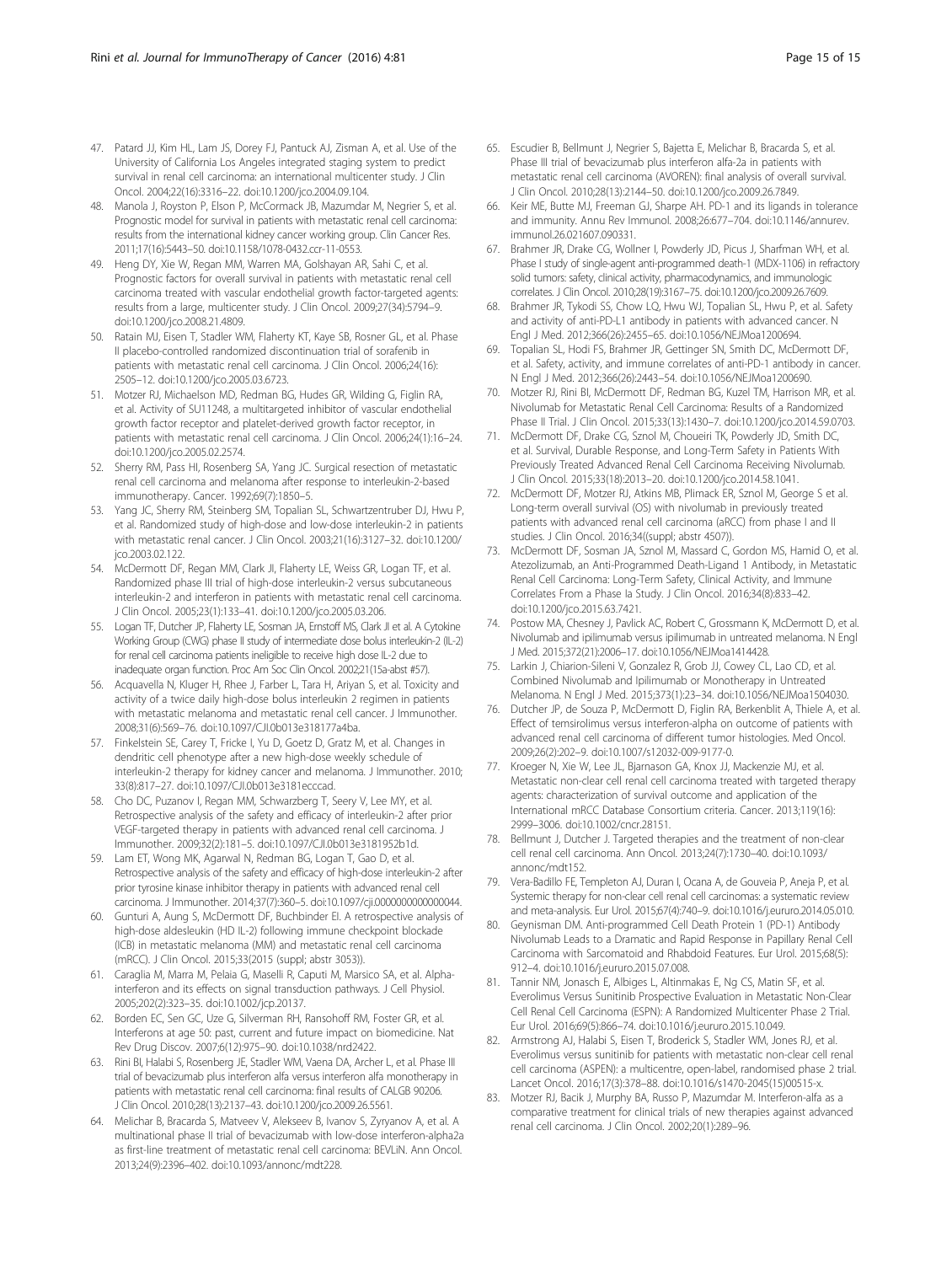47. Patard JJ, Kim HL, Lam JS, Dorey FJ, Pantuck AJ, Zisman A, et al. Use of the University of California Los Angeles integrated staging system to predict survival in renal cell carcinoma: an international multicenter study. J Clin Oncol. 2004;22(16):3316–22. doi:10.1200/jco.2004.09.104.
48. Manola J, Royston P, Elson P, McCormack JB, Mazumdar M, Negrier S, et al. Prognostic model for survival in patients with metastatic renal cell carcinoma: results from the international kidney cancer working group. Clin Cancer Res. 2011;17(16):5443–50. doi:10.1158/1078-0432.ccr-11-0553.
49. Heng DY, Xie W, Regan MM, Warren MA, Golshayan AR, Sahi C, et al. Prognostic factors for overall survival in patients with metastatic renal cell carcinoma treated with vascular endothelial growth factor-targeted agents: results from a large, multicenter study. J Clin Oncol. 2009;27(34):5794–9. doi:10.1200/jco.2008.21.4809.
50. Ratain MJ, Eisen T, Stadler WM, Flaherty KT, Kaye SB, Rosner GL, et al. Phase II placebo-controlled randomized discontinuation trial of sorafenib in patients with metastatic renal cell carcinoma. J Clin Oncol. 2006;24(16): 2505–12. doi:10.1200/jco.2005.03.6723.
51. Motzer RJ, Michaelson MD, Redman BG, Hudes GR, Wilding G, Figlin RA, et al. Activity of SU11248, a multitargeted inhibitor of vascular endothelial growth factor receptor and platelet-derived growth factor receptor, in patients with metastatic renal cell carcinoma. J Clin Oncol. 2006;24(1):16–24. doi:10.1200/jco.2005.02.2574.
52. Sherry RM, Pass HI, Rosenberg SA, Yang JC. Surgical resection of metastatic renal cell carcinoma and melanoma after response to interleukin-2-based immunotherapy. Cancer. 1992;69(7):1850–5.
53. Yang JC, Sherry RM, Steinberg SM, Topalian SL, Schwartzentruber DJ, Hwu P, et al. Randomized study of high-dose and low-dose interleukin-2 in patients with metastatic renal cancer. J Clin Oncol. 2003;21(16):3127–32. doi:10.1200/jco.2003.02.122.
54. McDermott DF, Regan MM, Clark JI, Flaherty LE, Weiss GR, Logan TF, et al. Randomized phase III trial of high-dose interleukin-2 versus subcutaneous interleukin-2 and interferon in patients with metastatic renal cell carcinoma. J Clin Oncol. 2005;23(1):133–41. doi:10.1200/jco.2005.03.206.
55. Logan TF, Dutcher JP, Flaherty LE, Sosman JA, Ernstoff MS, Clark JI et al. A Cytokine Working Group (CWG) phase II study of intermediate dose bolus interleukin-2 (IL-2) for renal cell carcinoma patients ineligible to receive high dose IL-2 due to inadequate organ function. Proc Am Soc Clin Oncol. 2002;21(15a-abst #57).
56. Acquavella N, Kluger H, Rhee J, Farber L, Tara H, Ariyan S, et al. Toxicity and activity of a twice daily high-dose bolus interleukin 2 regimen in patients with metastatic melanoma and metastatic renal cell cancer. J Immunother. 2008;31(6):569–76. doi:10.1097/CJI.0b013e318177a4ba.
57. Finkelstein SE, Carey T, Fricke I, Yu D, Goetz D, Gratz M, et al. Changes in dendritic cell phenotype after a new high-dose weekly schedule of interleukin-2 therapy for kidney cancer and melanoma. J Immunother. 2010; 33(8):817–27. doi:10.1097/CJI.0b013e3181ecccad.
58. Cho DC, Puzanov I, Regan MM, Schwarzberg T, Seery V, Lee MY, et al. Retrospective analysis of the safety and efficacy of interleukin-2 after prior VEGF-targeted therapy in patients with advanced renal cell carcinoma. J Immunother. 2009;32(2):181–5. doi:10.1097/CJI.0b013e3181952b1d.
59. Lam ET, Wong MK, Agarwal N, Redman BG, Logan T, Gao D, et al. Retrospective analysis of the safety and efficacy of high-dose interleukin-2 after prior tyrosine kinase inhibitor therapy in patients with advanced renal cell carcinoma. J Immunother. 2014;37(7):360–5. doi:10.1097/cji.0000000000000044.
60. Gunturi A, Aung S, McDermott DF, Buchbinder EI. A retrospective analysis of high-dose aldesleukin (HD IL-2) following immune checkpoint blockade (ICB) in metastatic melanoma (MM) and metastatic renal cell carcinoma (mRCC). J Clin Oncol. 2015;33(2015 (suppl; abstr 3053)).
61. Caraglia M, Marra M, Pelaia G, Maselli R, Caputi M, Marsico SA, et al. Alpha-interferon and its effects on signal transduction pathways. J Cell Physiol. 2005;202(2):323–35. doi:10.1002/jcp.20137.
62. Borden EC, Sen GC, Uze G, Silverman RH, Ransohoff RM, Foster GR, et al. Interferons at age 50: past, current and future impact on biomedicine. Nat Rev Drug Discov. 2007;6(12):975–90. doi:10.1038/nrd2422.
63. Rini BI, Halabi S, Rosenberg JE, Stadler WM, Vaena DA, Archer L, et al. Phase III trial of bevacizumab plus interferon alfa versus interferon alfa monotherapy in patients with metastatic renal cell carcinoma: final results of CALGB 90206. J Clin Oncol. 2010;28(13):2137–43. doi:10.1200/jco.2009.26.5561.
64. Melichar B, Bracarda S, Matveev V, Alekseev B, Ivanov S, Zyryanov A, et al. A multinational phase II trial of bevacizumab with low-dose interferon-alpha2a as first-line treatment of metastatic renal cell carcinoma: BEVLiN. Ann Oncol. 2013;24(9):2396–402. doi:10.1093/annonc/mdt228.
65. Escudier B, Bellmunt J, Negrier S, Bajetta E, Melichar B, Bracarda S, et al. Phase III trial of bevacizumab plus interferon alfa-2a in patients with metastatic renal cell carcinoma (AVOREN): final analysis of overall survival. J Clin Oncol. 2010;28(13):2144–50. doi:10.1200/jco.2009.26.7849.
66. Keir ME, Butte MJ, Freeman GJ, Sharpe AH. PD-1 and its ligands in tolerance and immunity. Annu Rev Immunol. 2008;26:677–704. doi:10.1146/annurev.immunol.26.021607.090331.
67. Brahmer JR, Drake CG, Wollner I, Powderly JD, Picus J, Sharfman WH, et al. Phase I study of single-agent anti-programmed death-1 (MDX-1106) in refractory solid tumors: safety, clinical activity, pharmacodynamics, and immunologic correlates. J Clin Oncol. 2010;28(19):3167–75. doi:10.1200/jco.2009.26.7609.
68. Brahmer JR, Tykodi SS, Chow LQ, Hwu WJ, Topalian SL, Hwu P, et al. Safety and activity of anti-PD-L1 antibody in patients with advanced cancer. N Engl J Med. 2012;366(26):2455–65. doi:10.1056/NEJMoa1200694.
69. Topalian SL, Hodi FS, Brahmer JR, Gettinger SN, Smith DC, McDermott DF, et al. Safety, activity, and immune correlates of anti-PD-1 antibody in cancer. N Engl J Med. 2012;366(26):2443–54. doi:10.1056/NEJMoa1200690.
70. Motzer RJ, Rini BI, McDermott DF, Redman BG, Kuzel TM, Harrison MR, et al. Nivolumab for Metastatic Renal Cell Carcinoma: Results of a Randomized Phase II Trial. J Clin Oncol. 2015;33(13):1430–7. doi:10.1200/jco.2014.59.0703.
71. McDermott DF, Drake CG, Sznol M, Choueiri TK, Powderly JD, Smith DC, et al. Survival, Durable Response, and Long-Term Safety in Patients With Previously Treated Advanced Renal Cell Carcinoma Receiving Nivolumab. J Clin Oncol. 2015;33(18):2013–20. doi:10.1200/jco.2014.58.1041.
72. McDermott DF, Motzer RJ, Atkins MB, Plimack ER, Sznol M, George S et al. Long-term overall survival (OS) with nivolumab in previously treated patients with advanced renal cell carcinoma (aRCC) from phase I and II studies. J Clin Oncol. 2016;34((suppl; abstr 4507)).
73. McDermott DF, Sosman JA, Sznol M, Massard C, Gordon MS, Hamid O, et al. Atezolizumab, an Anti-Programmed Death-Ligand 1 Antibody, in Metastatic Renal Cell Carcinoma: Long-Term Safety, Clinical Activity, and Immune Correlates From a Phase Ia Study. J Clin Oncol. 2016;34(8):833–42. doi:10.1200/jco.2015.63.7421.
74. Postow MA, Chesney J, Pavlick AC, Robert C, Grossmann K, McDermott D, et al. Nivolumab and ipilimumab versus ipilimumab in untreated melanoma. N Engl J Med. 2015;372(21):2006–17. doi:10.1056/NEJMoa1414428.
75. Larkin J, Chiarion-Sileni V, Gonzalez R, Grob JJ, Cowey CL, Lao CD, et al. Combined Nivolumab and Ipilimumab or Monotherapy in Untreated Melanoma. N Engl J Med. 2015;373(1):23–34. doi:10.1056/NEJMoa1504030.
76. Dutcher JP, de Souza P, McDermott D, Figlin RA, Berkenblit A, Thiele A, et al. Effect of temsirolimus versus interferon-alpha on outcome of patients with advanced renal cell carcinoma of different tumor histologies. Med Oncol. 2009;26(2):202–9. doi:10.1007/s12032-009-9177-0.
77. Kroeger N, Xie W, Lee JL, Bjarnason GA, Knox JJ, Mackenzie MJ, et al. Metastatic non-clear cell renal cell carcinoma treated with targeted therapy agents: characterization of survival outcome and application of the International mRCC Database Consortium criteria. Cancer. 2013;119(16): 2999–3006. doi:10.1002/cncr.28151.
78. Bellmunt J, Dutcher J. Targeted therapies and the treatment of non-clear cell renal cell carcinoma. Ann Oncol. 2013;24(7):1730–40. doi:10.1093/annonc/mdt152.
79. Vera-Badillo FE, Templeton AJ, Duran I, Ocana A, de Gouveia P, Aneja P, et al. Systemic therapy for non-clear cell renal cell carcinomas: a systematic review and meta-analysis. Eur Urol. 2015;67(4):740–9. doi:10.1016/j.eururo.2014.05.010.
80. Geynisman DM. Anti-programmed Cell Death Protein 1 (PD-1) Antibody Nivolumab Leads to a Dramatic and Rapid Response in Papillary Renal Cell Carcinoma with Sarcomatoid and Rhabdoid Features. Eur Urol. 2015;68(5): 912–4. doi:10.1016/j.eururo.2015.07.008.
81. Tannir NM, Jonasch E, Albiges L, Altinmakas E, Ng CS, Matin SF, et al. Everolimus Versus Sunitinib Prospective Evaluation in Metastatic Non-Clear Cell Renal Cell Carcinoma (ESPN): A Randomized Multicenter Phase 2 Trial. Eur Urol. 2016;69(5):866–74. doi:10.1016/j.eururo.2015.10.049.
82. Armstrong AJ, Halabi S, Eisen T, Broderick S, Stadler WM, Jones RJ, et al. Everolimus versus sunitinib for patients with metastatic non-clear cell renal cell carcinoma (ASPEN): a multicentre, open-label, randomised phase 2 trial. Lancet Oncol. 2016;17(3):378–88. doi:10.1016/s1470-2045(15)00515-x.
83. Motzer RJ, Bacik J, Murphy BA, Russo P, Mazumdar M. Interferon-alfa as a comparative treatment for clinical trials of new therapies against advanced renal cell carcinoma. J Clin Oncol. 2002;20(1):289–96.